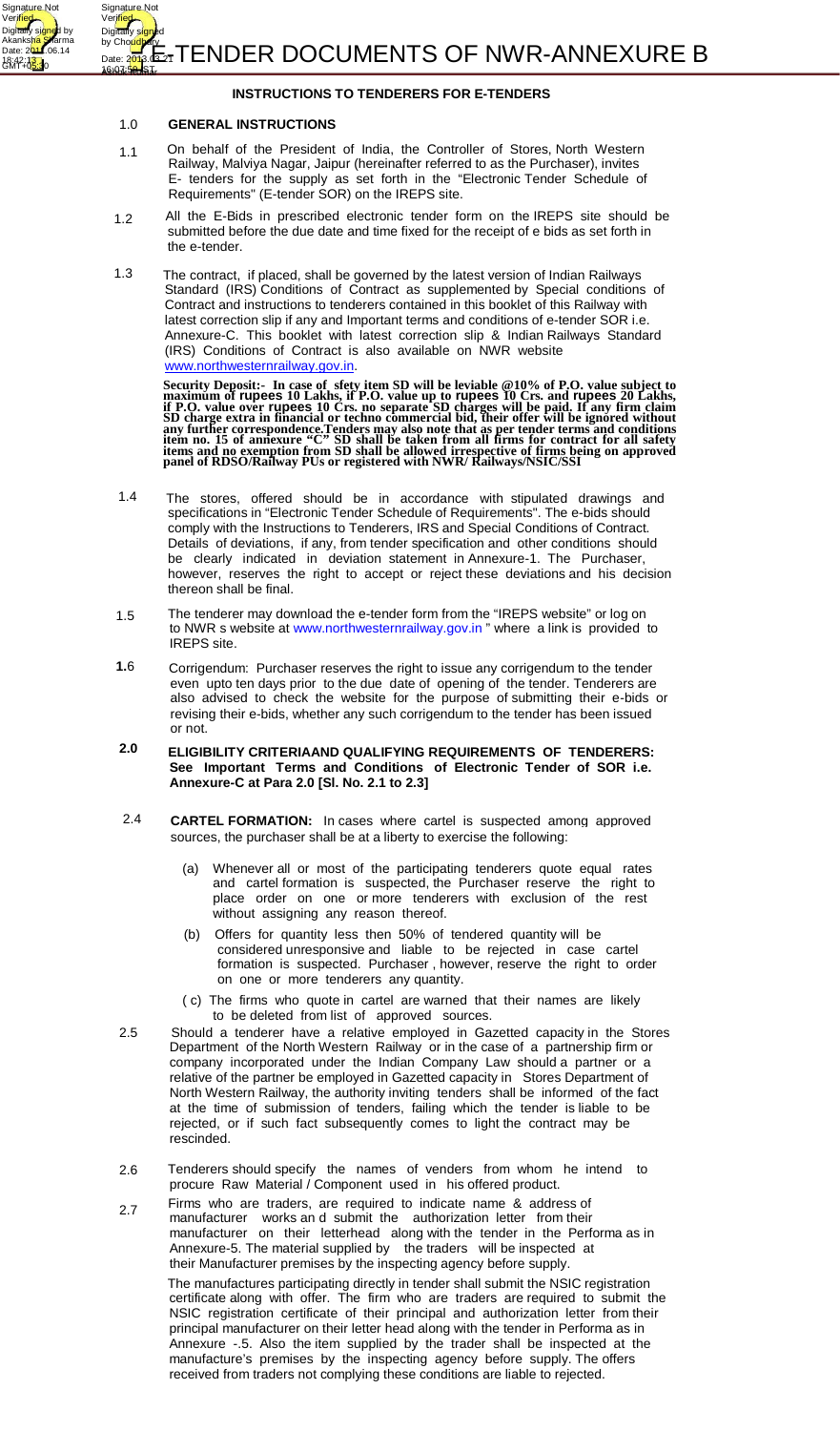# E-TENDER DOCUMENTS OF NWR-ANNEXURE B

## INSTRUCTIONS TO TENDERERS FOR E-TENDERS

### 1.0 GENERAL INSTRUCTIONS

1.1 On behalf of the President of India, the Controller of Stores, North Western Railway, Malviya Nagar, Jaipur (hereinafter referred to as the Purchaser), invites E- tenders for the supply as set forth in the "Electronic Tender Schedule of Requirements" (E-tender SOR) on the IREPS site.

1.2 All the E-Bids in prescribed electronic tender form on the IREPS site should be submitted before the due date and time fixed for the receipt of e bids as set forth in the e-tender.

1.3 The contract, if placed, shall be governed by the latest version of Indian Railways Standard (IRS) Conditions of Contract as supplemented by Special conditions of Contract and instructions to tenderers contained in this booklet of this Railway with latest correction slip if any and Important terms and conditions of e-tender SOR i.e. Annexure-C. This booklet with latest correction slip & Indian Railways Standard (IRS) Conditions of Contract is also available on NWR website www.northwesternrailway.gov.in.

**Security Deposit:- In case of sfety item SD will be leviable @10% of P.O. value subject to maximum of rupees 10 Lakhs, if P.O. value up to rupees 10 Crs. and rupees 20 Lakhs, if P.O. value over rupees 10 Crs. no separate SD charges will be paid. If any firm claim SD charge extra in financial or techno commercial bid, their offer will be ignored without any further correspondence.Tenders may also note that as per tender terms and conditions item no. 15 of annexure "C" SD shall be taken from all firms for contract for all safety items and no exemption from SD shall be allowed irrespective of firms being on approved panel of RDSO/Railway PUs or registered with NWR/ Railways/NSIC/SSI**

1.4 The stores, offered should be in accordance with stipulated drawings and specifications in "Electronic Tender Schedule of Requirements". The e-bids should comply with the Instructions to Tenderers, IRS and Special Conditions of Contract. Details of deviations, if any, from tender specification and other conditions should be clearly indicated in deviation statement in Annexure-1. The Purchaser, however, reserves the right to accept or reject these deviations and his decision thereon shall be final.

1.5 The tenderer may download the e-tender form from the "IREPS website" or log on to NWR s website at www.northwesternrailway.gov.in " where a link is provided to IREPS site.

**1.**6 Corrigendum: Purchaser reserves the right to issue any corrigendum to the tender even upto ten days prior to the due date of opening of the tender. Tenderers are also advised to check the website for the purpose of submitting their e-bids or revising their e-bids, whether any such corrigendum to the tender has been issued or not.

### 2.0 ELIGIBILITY CRITERIAAND QUALIFYING REQUIREMENTS OF TENDERERS: See Important Terms and Conditions of Electronic Tender of SOR i.e. Annexure-C at Para 2.0 [Sl. No. 2.1 to 2.3]

2.4 **CARTEL FORMATION:** In cases where cartel is suspected among approved sources, the purchaser shall be at a liberty to exercise the following:

(a) Whenever all or most of the participating tenderers quote equal rates and cartel formation is suspected, the Purchaser reserve the right to place order on one or more tenderers with exclusion of the rest without assigning any reason thereof.

(b) Offers for quantity less then 50% of tendered quantity will be considered unresponsive and liable to be rejected in case cartel formation is suspected. Purchaser , however, reserve the right to order on one or more tenderers any quantity.

( c) The firms who quote in cartel are warned that their names are likely to be deleted from list of approved sources.

2.5 Should a tenderer have a relative employed in Gazetted capacity in the Stores Department of the North Western Railway or in the case of a partnership firm or company incorporated under the Indian Company Law should a partner or a relative of the partner be employed in Gazetted capacity in Stores Department of North Western Railway, the authority inviting tenders shall be informed of the fact at the time of submission of tenders, failing which the tender is liable to be rejected, or if such fact subsequently comes to light the contract may be rescinded.

2.6 Tenderers should specify the names of venders from whom he intend to procure Raw Material / Component used in his offered product.

2.7 Firms who are traders, are required to indicate name & address of manufacturer works an d submit the authorization letter from their manufacturer on their letterhead along with the tender in the Performa as in Annexure-5. The material supplied by the traders will be inspected at their Manufacturer premises by the inspecting agency before supply.

The manufactures participating directly in tender shall submit the NSIC registration certificate along with offer. The firm who are traders are required to submit the NSIC registration certificate of their principal and authorization letter from their principal manufacturer on their letter head along with the tender in Performa as in Annexure -.5. Also the item supplied by the trader shall be inspected at the manufacture's premises by the inspecting agency before supply. The offers received from traders not complying these conditions are liable to rejected.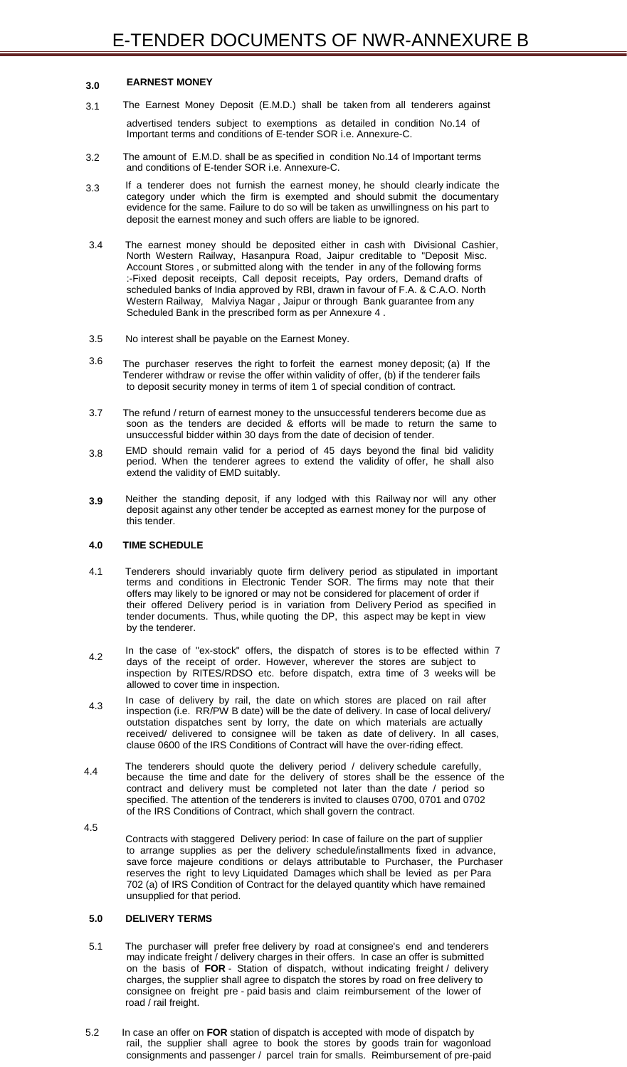### 3.0 EARNEST MONEY

3.1 The Earnest Money Deposit (E.M.D.) shall be taken from all tenderers against advertised tenders subject to exemptions as detailed in condition No.14 of Important terms and conditions of E-tender SOR i.e. Annexure-C.

3.2 The amount of E.M.D. shall be as specified in condition No.14 of Important terms and conditions of E-tender SOR i.e. Annexure-C.

3.3 If a tenderer does not furnish the earnest money, he should clearly indicate the category under which the firm is exempted and should submit the documentary evidence for the same. Failure to do so will be taken as unwillingness on his part to deposit the earnest money and such offers are liable to be ignored.

3.4 The earnest money should be deposited either in cash with Divisional Cashier, North Western Railway, Hasanpura Road, Jaipur creditable to "Deposit Misc. Account Stores , or submitted along with the tender in any of the following forms :-Fixed deposit receipts, Call deposit receipts, Pay orders, Demand drafts of scheduled banks of India approved by RBI, drawn in favour of F.A. & C.A.O. North Western Railway, Malviya Nagar , Jaipur or through Bank guarantee from any Scheduled Bank in the prescribed form as per Annexure 4 .

3.5 No interest shall be payable on the Earnest Money.

3.6 The purchaser reserves the right to forfeit the earnest money deposit; (a) If the Tenderer withdraw or revise the offer within validity of offer, (b) if the tenderer fails to deposit security money in terms of item 1 of special condition of contract.

3.7 The refund / return of earnest money to the unsuccessful tenderers become due as soon as the tenders are decided & efforts will be made to return the same to unsuccessful bidder within 30 days from the date of decision of tender.

3.8 EMD should remain valid for a period of 45 days beyond the final bid validity period. When the tenderer agrees to extend the validity of offer, he shall also extend the validity of EMD suitably.

**3.9** Neither the standing deposit, if any lodged with this Railway nor will any other deposit against any other tender be accepted as earnest money for the purpose of this tender.

### 4.0 TIME SCHEDULE

4.1 Tenderers should invariably quote firm delivery period as stipulated in important terms and conditions in Electronic Tender SOR. The firms may note that their offers may likely to be ignored or may not be considered for placement of order if their offered Delivery period is in variation from Delivery Period as specified in tender documents. Thus, while quoting the DP, this aspect may be kept in view by the tenderer.

4.2 In the case of "ex-stock" offers, the dispatch of stores is to be effected within 7 days of the receipt of order. However, wherever the stores are subject to inspection by RITES/RDSO etc. before dispatch, extra time of 3 weeks will be allowed to cover time in inspection.

4.3 In case of delivery by rail, the date on which stores are placed on rail after inspection (i.e. RR/PW B date) will be the date of delivery. In case of local delivery/ outstation dispatches sent by lorry, the date on which materials are actually received/ delivered to consignee will be taken as date of delivery. In all cases, clause 0600 of the IRS Conditions of Contract will have the over-riding effect.

4.4 The tenderers should quote the delivery period / delivery schedule carefully, because the time and date for the delivery of stores shall be the essence of the contract and delivery must be completed not later than the date / period so specified. The attention of the tenderers is invited to clauses 0700, 0701 and 0702 of the IRS Conditions of Contract, which shall govern the contract.

4.5 Contracts with staggered Delivery period: In case of failure on the part of supplier to arrange supplies as per the delivery schedule/installments fixed in advance, save force majeure conditions or delays attributable to Purchaser, the Purchaser reserves the right to levy Liquidated Damages which shall be levied as per Para 702 (a) of IRS Condition of Contract for the delayed quantity which have remained unsupplied for that period.

### 5.0 DELIVERY TERMS

5.1 The purchaser will prefer free delivery by road at consignee's end and tenderers may indicate freight / delivery charges in their offers. In case an offer is submitted on the basis of **FOR** - Station of dispatch, without indicating freight / delivery charges, the supplier shall agree to dispatch the stores by road on free delivery to consignee on freight pre - paid basis and claim reimbursement of the lower of road / rail freight.

5.2 In case an offer on **FOR** station of dispatch is accepted with mode of dispatch by rail, the supplier shall agree to book the stores by goods train for wagonload consignments and passenger / parcel train for smalls. Reimbursement of pre-paid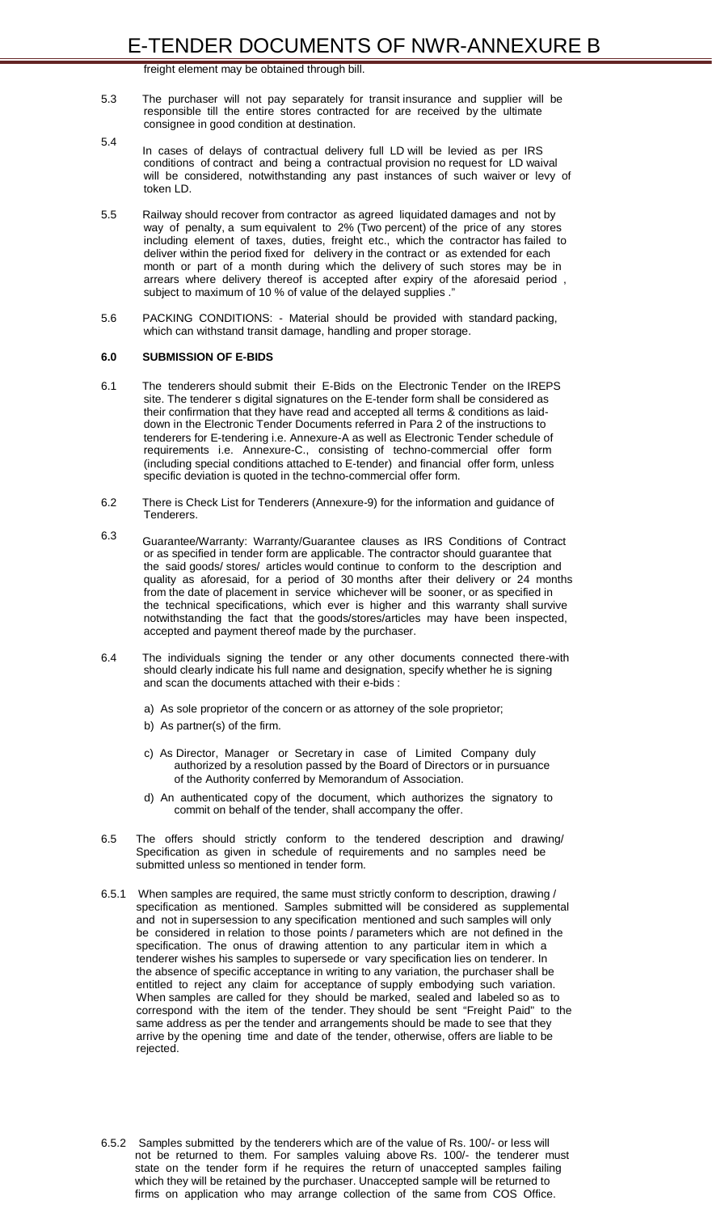freight element may be obtained through bill.

5.3 The purchaser will not pay separately for transit insurance and supplier will be responsible till the entire stores contracted for are received by the ultimate consignee in good condition at destination.

5.4 In cases of delays of contractual delivery full LD will be levied as per IRS conditions of contract and being a contractual provision no request for LD waival will be considered, notwithstanding any past instances of such waiver or levy of token LD.

5.5 Railway should recover from contractor as agreed liquidated damages and not by way of penalty, a sum equivalent to 2% (Two percent) of the price of any stores including element of taxes, duties, freight etc., which the contractor has failed to deliver within the period fixed for delivery in the contract or as extended for each month or part of a month during which the delivery of such stores may be in arrears where delivery thereof is accepted after expiry of the aforesaid period , subject to maximum of 10 % of value of the delayed supplies ."

5.6 PACKING CONDITIONS: - Material should be provided with standard packing, which can withstand transit damage, handling and proper storage.

## 6.0 SUBMISSION OF E-BIDS

6.1 The tenderers should submit their E-Bids on the Electronic Tender on the IREPS site. The tenderer s digital signatures on the E-tender form shall be considered as their confirmation that they have read and accepted all terms & conditions as laid-down in the Electronic Tender Documents referred in Para 2 of the instructions to tenderers for E-tendering i.e. Annexure-A as well as Electronic Tender schedule of requirements i.e. Annexure-C., consisting of techno-commercial offer form (including special conditions attached to E-tender) and financial offer form, unless specific deviation is quoted in the techno-commercial offer form.

6.2 There is Check List for Tenderers (Annexure-9) for the information and guidance of Tenderers.

6.3 Guarantee/Warranty: Warranty/Guarantee clauses as IRS Conditions of Contract or as specified in tender form are applicable. The contractor should guarantee that the said goods/ stores/ articles would continue to conform to the description and quality as aforesaid, for a period of 30 months after their delivery or 24 months from the date of placement in service whichever will be sooner, or as specified in the technical specifications, which ever is higher and this warranty shall survive notwithstanding the fact that the goods/stores/articles may have been inspected, accepted and payment thereof made by the purchaser.

6.4 The individuals signing the tender or any other documents connected there-with should clearly indicate his full name and designation, specify whether he is signing and scan the documents attached with their e-bids :

a) As sole proprietor of the concern or as attorney of the sole proprietor;

b) As partner(s) of the firm.

c) As Director, Manager or Secretary in case of Limited Company duly authorized by a resolution passed by the Board of Directors or in pursuance of the Authority conferred by Memorandum of Association.

d) An authenticated copy of the document, which authorizes the signatory to commit on behalf of the tender, shall accompany the offer.

6.5 The offers should strictly conform to the tendered description and drawing/ Specification as given in schedule of requirements and no samples need be submitted unless so mentioned in tender form.

6.5.1 When samples are required, the same must strictly conform to description, drawing / specification as mentioned. Samples submitted will be considered as supplemental and not in supersession to any specification mentioned and such samples will only be considered in relation to those points / parameters which are not defined in the specification. The onus of drawing attention to any particular item in which a tenderer wishes his samples to supersede or vary specification lies on tenderer. In the absence of specific acceptance in writing to any variation, the purchaser shall be entitled to reject any claim for acceptance of supply embodying such variation. When samples are called for they should be marked, sealed and labeled so as to correspond with the item of the tender. They should be sent "Freight Paid" to the same address as per the tender and arrangements should be made to see that they arrive by the opening time and date of the tender, otherwise, offers are liable to be rejected.

6.5.2 Samples submitted by the tenderers which are of the value of Rs. 100/- or less will not be returned to them. For samples valuing above Rs. 100/- the tenderer must state on the tender form if he requires the return of unaccepted samples failing which they will be retained by the purchaser. Unaccepted sample will be returned to firms on application who may arrange collection of the same from COS Office.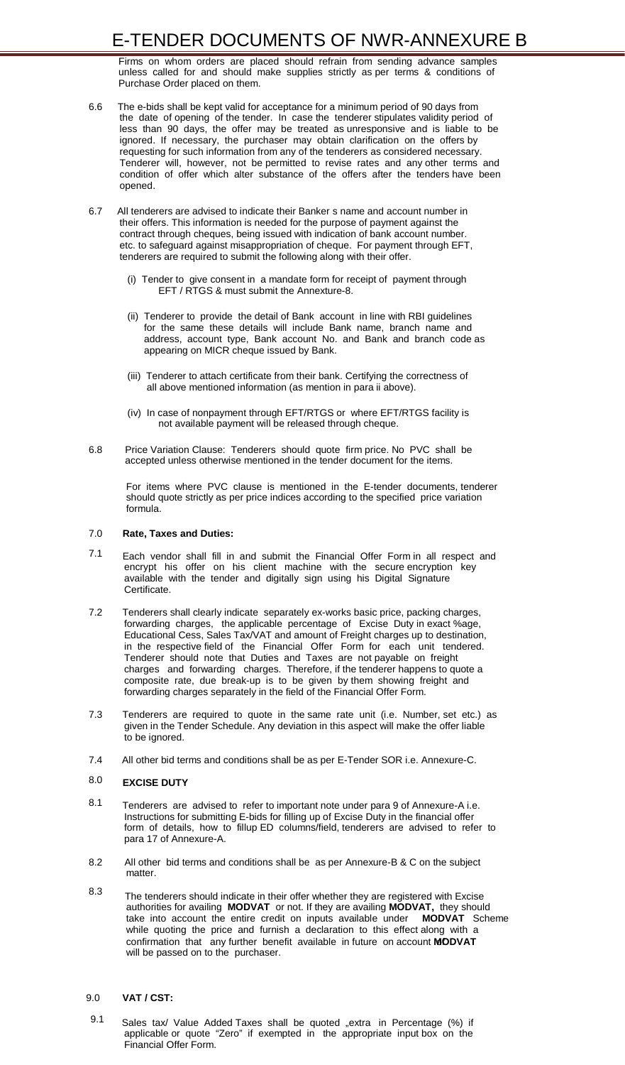Firms on whom orders are placed should refrain from sending advance samples unless called for and should make supplies strictly as per terms & conditions of Purchase Order placed on them.

6.6 The e-bids shall be kept valid for acceptance for a minimum period of 90 days from the date of opening of the tender. In case the tenderer stipulates validity period of less than 90 days, the offer may be treated as unresponsive and is liable to be ignored. If necessary, the purchaser may obtain clarification on the offers by requesting for such information from any of the tenderers as considered necessary. Tenderer will, however, not be permitted to revise rates and any other terms and condition of offer which alter substance of the offers after the tenders have been opened.

6.7 All tenderers are advised to indicate their Banker s name and account number in their offers. This information is needed for the purpose of payment against the contract through cheques, being issued with indication of bank account number. etc. to safeguard against misappropriation of cheque. For payment through EFT, tenderers are required to submit the following along with their offer.

(i) Tender to give consent in a mandate form for receipt of payment through EFT / RTGS & must submit the Annexture-8.

(ii) Tenderer to provide the detail of Bank account in line with RBI guidelines for the same these details will include Bank name, branch name and address, account type, Bank account No. and Bank and branch code as appearing on MICR cheque issued by Bank.

(iii) Tenderer to attach certificate from their bank. Certifying the correctness of all above mentioned information (as mention in para ii above).

(iv) In case of nonpayment through EFT/RTGS or where EFT/RTGS facility is not available payment will be released through cheque.

6.8 Price Variation Clause: Tenderers should quote firm price. No PVC shall be accepted unless otherwise mentioned in the tender document for the items.

For items where PVC clause is mentioned in the E-tender documents, tenderer should quote strictly as per price indices according to the specified price variation formula.

## 7.0 Rate, Taxes and Duties:

7.1 Each vendor shall fill in and submit the Financial Offer Form in all respect and encrypt his offer on his client machine with the secure encryption key available with the tender and digitally sign using his Digital Signature Certificate.

7.2 Tenderers shall clearly indicate separately ex-works basic price, packing charges, forwarding charges, the applicable percentage of Excise Duty in exact %age, Educational Cess, Sales Tax/VAT and amount of Freight charges up to destination, in the respective field of the Financial Offer Form for each unit tendered. Tenderer should note that Duties and Taxes are not payable on freight charges and forwarding charges. Therefore, if the tenderer happens to quote a composite rate, due break-up is to be given by them showing freight and forwarding charges separately in the field of the Financial Offer Form.

7.3 Tenderers are required to quote in the same rate unit (i.e. Number, set etc.) as given in the Tender Schedule. Any deviation in this aspect will make the offer liable to be ignored.

7.4 All other bid terms and conditions shall be as per E-Tender SOR i.e. Annexure-C.

## 8.0 EXCISE DUTY

8.1 Tenderers are advised to refer to important note under para 9 of Annexure-A i.e. Instructions for submitting E-bids for filling up of Excise Duty in the financial offer form of details, how to fillup ED columns/field, tenderers are advised to refer to para 17 of Annexure-A.

8.2 All other bid terms and conditions shall be as per Annexure-B & C on the subject matter.

8.3 The tenderers should indicate in their offer whether they are registered with Excise authorities for availing **MODVAT** or not. If they are availing **MODVAT,** they should take into account the entire credit on inputs available under **MODVAT** Scheme while quoting the price and furnish a declaration to this effect along with a confirmation that any further benefit available in future on account of **MODVAT** will be passed on to the purchaser.

## 9.0 VAT / CST:

9.1 Sales tax/ Value Added Taxes shall be quoted „extra in Percentage (%) if applicable or quote "Zero" if exempted in the appropriate input box on the Financial Offer Form.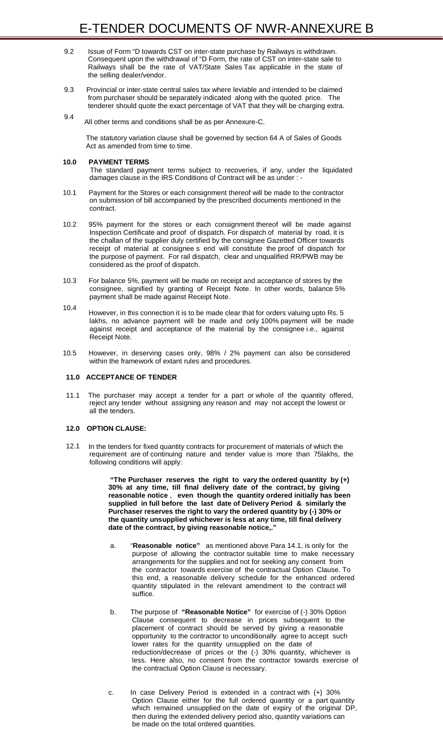9.2 Issue of Form "D towards CST on inter-state purchase by Railways is withdrawn. Consequent upon the withdrawal of "D Form, the rate of CST on inter-state sale to Railways shall be the rate of VAT/State Sales Tax applicable in the state of the selling dealer/vendor.

9.3 Provincial or inter-state central sales tax where leviable and intended to be claimed from purchaser should be separately indicated along with the quoted price. The tenderer should quote the exact percentage of VAT that they will be charging extra.

9.4 All other terms and conditions shall be as per Annexure-C.

The statutory variation clause shall be governed by section 64 A of Sales of Goods Act as amended from time to time.

**10.0 PAYMENT TERMS**

The standard payment terms subject to recoveries, if any, under the liquidated damages clause in the IRS Conditions of Contract will be as under : -

10.1 Payment for the Stores or each consignment thereof will be made to the contractor on submission of bill accompanied by the prescribed documents mentioned in the contract.

10.2 95% payment for the stores or each consignment thereof will be made against Inspection Certificate and proof of dispatch. For dispatch of material by road, it is the challan of the supplier duly certified by the consignee Gazetted Officer towards receipt of material at consignee s end will constitute the proof of dispatch for the purpose of payment. For rail dispatch, clear and unqualified RR/PWB may be considered as the proof of dispatch.

10.3 For balance 5%, payment will be made on receipt and acceptance of stores by the consignee, signified by granting of Receipt Note. In other words, balance 5% payment shall be made against Receipt Note.

10.4 However, in this connection it is to be made clear that for orders valuing upto Rs. 5 lakhs, no advance payment will be made and only 100% payment will be made against receipt and acceptance of the material by the consignee i.e., against Receipt Note.

10.5 However, in deserving cases only, 98% / 2% payment can also be considered within the framework of extant rules and procedures.

**11.0 ACCEPTANCE OF TENDER**

11.1 The purchaser may accept a tender for a part or whole of the quantity offered, reject any tender without assigning any reason and may not accept the lowest or all the tenders.

**12.0 OPTION CLAUSE:**

12.1 In the tenders for fixed quantity contracts for procurement of materials of which the requirement are of continuing nature and tender value is more than 75lakhs, the following conditions will apply:

> **"The Purchaser reserves the right to vary the ordered quantity by (+) 30% at any time, till final delivery date of the contract, by giving reasonable notice , even though the quantity ordered initially has been supplied in full before the last date of Delivery Period & similarly the Purchaser reserves the right to vary the ordered quantity by (-) 30% or the quantity unsupplied whichever is less at any time, till final delivery date of the contract, by giving reasonable notice,."**

a. "**Reasonable notice"** as mentioned above Para 14.1, is only for the purpose of allowing the contractor suitable time to make necessary arrangements for the supplies and not for seeking any consent from the contractor towards exercise of the contractual Option Clause. To this end, a reasonable delivery schedule for the enhanced ordered quantity stipulated in the relevant amendment to the contract will suffice.

b. The purpose of **"Reasonable Notice"** for exercise of (-) 30% Option Clause consequent to decrease in prices subsequent to the placement of contract should be served by giving a reasonable opportunity to the contractor to unconditionally agree to accept such lower rates for the quantity unsupplied on the date of reduction/decrease of prices or the (-) 30% quantity, whichever is less. Here also, no consent from the contractor towards exercise of the contractual Option Clause is necessary.

c. In case Delivery Period is extended in a contract with (+) 30% Option Clause either for the full ordered quantity or a part quantity which remained unsupplied on the date of expiry of the original DP, then during the extended delivery period also, quantity variations can be made on the total ordered quantities.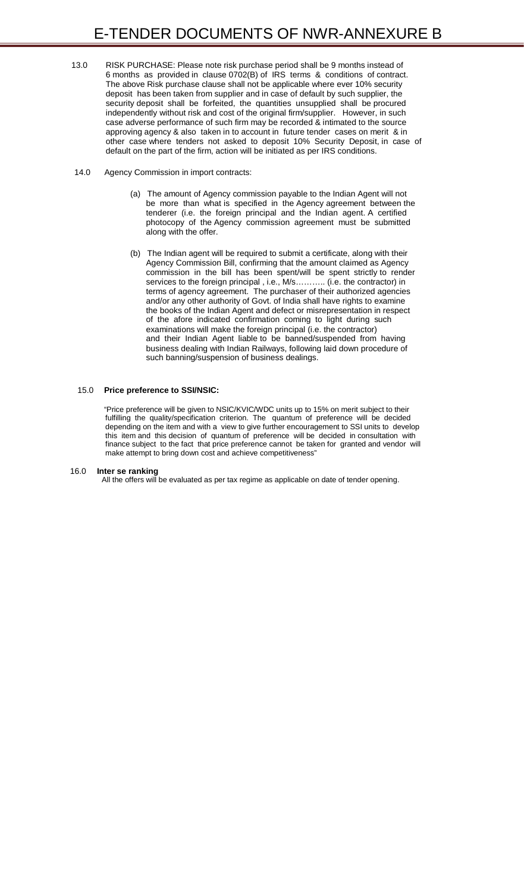13.0 RISK PURCHASE: Please note risk purchase period shall be 9 months instead of 6 months as provided in clause 0702(B) of IRS terms & conditions of contract. The above Risk purchase clause shall not be applicable where ever 10% security deposit has been taken from supplier and in case of default by such supplier, the security deposit shall be forfeited, the quantities unsupplied shall be procured independently without risk and cost of the original firm/supplier. However, in such case adverse performance of such firm may be recorded & intimated to the source approving agency & also taken in to account in future tender cases on merit & in other case where tenders not asked to deposit 10% Security Deposit, in case of default on the part of the firm, action will be initiated as per IRS conditions.

14.0 Agency Commission in import contracts:

(a) The amount of Agency commission payable to the Indian Agent will not be more than what is specified in the Agency agreement between the tenderer (i.e. the foreign principal and the Indian agent. A certified photocopy of the Agency commission agreement must be submitted along with the offer.

(b) The Indian agent will be required to submit a certificate, along with their Agency Commission Bill, confirming that the amount claimed as Agency commission in the bill has been spent/will be spent strictly to render services to the foreign principal , i.e., M/s……….. (i.e. the contractor) in terms of agency agreement. The purchaser of their authorized agencies and/or any other authority of Govt. of India shall have rights to examine the books of the Indian Agent and defect or misrepresentation in respect of the afore indicated confirmation coming to light during such examinations will make the foreign principal (i.e. the contractor) and their Indian Agent liable to be banned/suspended from having business dealing with Indian Railways, following laid down procedure of such banning/suspension of business dealings.

15.0 **Price preference to SSI/NSIC:**

"Price preference will be given to NSIC/KVIC/WDC units up to 15% on merit subject to their fulfilling the quality/specification criterion. The quantum of preference will be decided depending on the item and with a view to give further encouragement to SSI units to develop this item and this decision of quantum of preference will be decided in consultation with finance subject to the fact that price preference cannot be taken for granted and vendor will make attempt to bring down cost and achieve competitiveness"

16.0 **Inter se ranking**

All the offers will be evaluated as per tax regime as applicable on date of tender opening.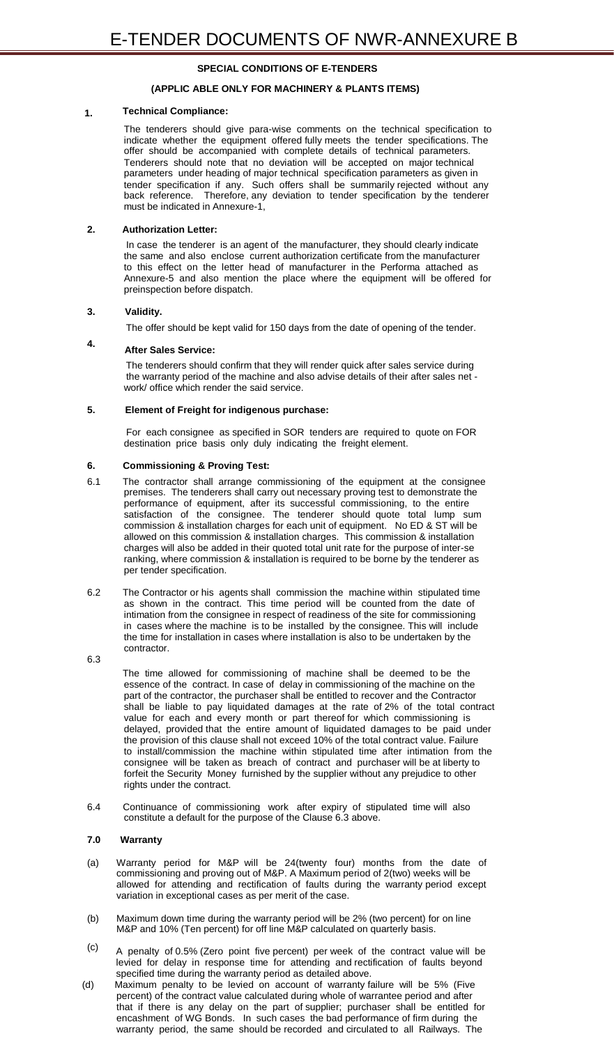# E-TENDER DOCUMENTS OF NWR-ANNEXURE B

**SPECIAL CONDITIONS OF E-TENDERS**

**(APPLIC ABLE ONLY FOR MACHINERY & PLANTS ITEMS)**

**1. Technical Compliance:**

The tenderers should give para-wise comments on the technical specification to indicate whether the equipment offered fully meets the tender specifications. The offer should be accompanied with complete details of technical parameters. Tenderers should note that no deviation will be accepted on major technical parameters under heading of major technical specification parameters as given in tender specification if any. Such offers shall be summarily rejected without any back reference. Therefore, any deviation to tender specification by the tenderer must be indicated in Annexure-1,

**2. Authorization Letter:**

In case the tenderer is an agent of the manufacturer, they should clearly indicate the same and also enclose current authorization certificate from the manufacturer to this effect on the letter head of manufacturer in the Performa attached as Annexure-5 and also mention the place where the equipment will be offered for preinspection before dispatch.

**3. Validity.**

The offer should be kept valid for 150 days from the date of opening of the tender.

**4. After Sales Service:**

The tenderers should confirm that they will render quick after sales service during the warranty period of the machine and also advise details of their after sales net - work/ office which render the said service.

**5. Element of Freight for indigenous purchase:**

For each consignee as specified in SOR tenders are required to quote on FOR destination price basis only duly indicating the freight element.

**6. Commissioning & Proving Test:**

6.1 The contractor shall arrange commissioning of the equipment at the consignee premises. The tenderers shall carry out necessary proving test to demonstrate the performance of equipment, after its successful commissioning, to the entire satisfaction of the consignee. The tenderer should quote total lump sum commission & installation charges for each unit of equipment. No ED & ST will be allowed on this commission & installation charges. This commission & installation charges will also be added in their quoted total unit rate for the purpose of inter-se ranking, where commission & installation is required to be borne by the tenderer as per tender specification.

6.2 The Contractor or his agents shall commission the machine within stipulated time as shown in the contract. This time period will be counted from the date of intimation from the consignee in respect of readiness of the site for commissioning in cases where the machine is to be installed by the consignee. This will include the time for installation in cases where installation is also to be undertaken by the contractor.

6.3 The time allowed for commissioning of machine shall be deemed to be the essence of the contract. In case of delay in commissioning of the machine on the part of the contractor, the purchaser shall be entitled to recover and the Contractor shall be liable to pay liquidated damages at the rate of 2% of the total contract value for each and every month or part thereof for which commissioning is delayed, provided that the entire amount of liquidated damages to be paid under the provision of this clause shall not exceed 10% of the total contract value. Failure to install/commission the machine within stipulated time after intimation from the consignee will be taken as breach of contract and purchaser will be at liberty to forfeit the Security Money furnished by the supplier without any prejudice to other rights under the contract.

6.4 Continuance of commissioning work after expiry of stipulated time will also constitute a default for the purpose of the Clause 6.3 above.

**7.0 Warranty**

(a) Warranty period for M&P will be 24(twenty four) months from the date of commissioning and proving out of M&P. A Maximum period of 2(two) weeks will be allowed for attending and rectification of faults during the warranty period except variation in exceptional cases as per merit of the case.

(b) Maximum down time during the warranty period will be 2% (two percent) for on line M&P and 10% (Ten percent) for off line M&P calculated on quarterly basis.

(c) A penalty of 0.5% (Zero point five percent) per week of the contract value will be levied for delay in response time for attending and rectification of faults beyond specified time during the warranty period as detailed above.

(d) Maximum penalty to be levied on account of warranty failure will be 5% (Five percent) of the contract value calculated during whole of warrantee period and after that if there is any delay on the part of supplier; purchaser shall be entitled for encashment of WG Bonds. In such cases the bad performance of firm during the warranty period, the same should be recorded and circulated to all Railways. The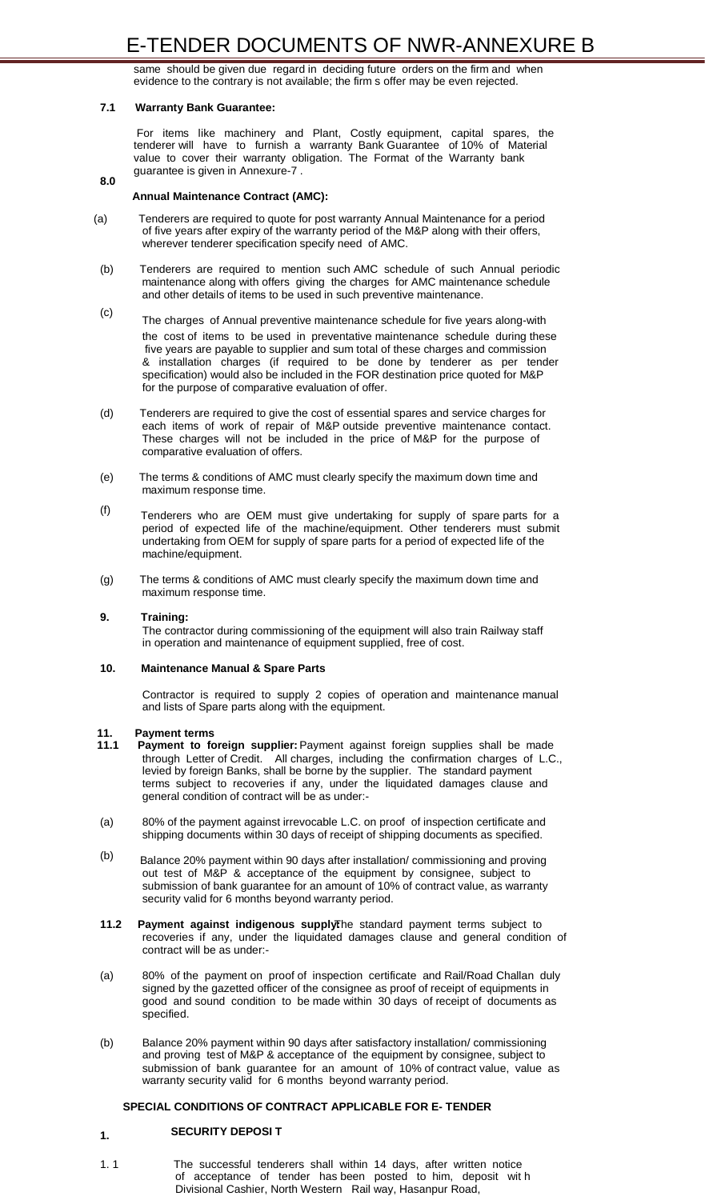same should be given due regard in deciding future orders on the firm and when evidence to the contrary is not available; the firm s offer may be even rejected.

**7.1 Warranty Bank Guarantee:**

For items like machinery and Plant, Costly equipment, capital spares, the tenderer will have to furnish a warranty Bank Guarantee of 10% of Material value to cover their warranty obligation. The Format of the Warranty bank guarantee is given in Annexure-7 .

**8.0 Annual Maintenance Contract (AMC):**

(a) Tenderers are required to quote for post warranty Annual Maintenance for a period of five years after expiry of the warranty period of the M&P along with their offers, wherever tenderer specification specify need of AMC.

(b) Tenderers are required to mention such AMC schedule of such Annual periodic maintenance along with offers giving the charges for AMC maintenance schedule and other details of items to be used in such preventive maintenance.

(c) The charges of Annual preventive maintenance schedule for five years along-with the cost of items to be used in preventative maintenance schedule during these five years are payable to supplier and sum total of these charges and commission & installation charges (if required to be done by tenderer as per tender specification) would also be included in the FOR destination price quoted for M&P for the purpose of comparative evaluation of offer.

(d) Tenderers are required to give the cost of essential spares and service charges for each items of work of repair of M&P outside preventive maintenance contact. These charges will not be included in the price of M&P for the purpose of comparative evaluation of offers.

(e) The terms & conditions of AMC must clearly specify the maximum down time and maximum response time.

(f) Tenderers who are OEM must give undertaking for supply of spare parts for a period of expected life of the machine/equipment. Other tenderers must submit undertaking from OEM for supply of spare parts for a period of expected life of the machine/equipment.

(g) The terms & conditions of AMC must clearly specify the maximum down time and maximum response time.

**9. Training:**

The contractor during commissioning of the equipment will also train Railway staff in operation and maintenance of equipment supplied, free of cost.

**10. Maintenance Manual & Spare Parts**

Contractor is required to supply 2 copies of operation and maintenance manual and lists of Spare parts along with the equipment.

**11. Payment terms**

**11.1 Payment to foreign supplier:** Payment against foreign supplies shall be made through Letter of Credit. All charges, including the confirmation charges of L.C., levied by foreign Banks, shall be borne by the supplier. The standard payment terms subject to recoveries if any, under the liquidated damages clause and general condition of contract will be as under:-

(a) 80% of the payment against irrevocable L.C. on proof of inspection certificate and shipping documents within 30 days of receipt of shipping documents as specified.

(b) Balance 20% payment within 90 days after installation/ commissioning and proving out test of M&P & acceptance of the equipment by consignee, subject to submission of bank guarantee for an amount of 10% of contract value, as warranty security valid for 6 months beyond warranty period.

**11.2 Payment against indigenous supply:** The standard payment terms subject to recoveries if any, under the liquidated damages clause and general condition of contract will be as under:-

(a) 80% of the payment on proof of inspection certificate and Rail/Road Challan duly signed by the gazetted officer of the consignee as proof of receipt of equipments in good and sound condition to be made within 30 days of receipt of documents as specified.

(b) Balance 20% payment within 90 days after satisfactory installation/ commissioning and proving test of M&P & acceptance of the equipment by consignee, subject to submission of bank guarantee for an amount of 10% of contract value, value as warranty security valid for 6 months beyond warranty period.

## SPECIAL CONDITIONS OF CONTRACT APPLICABLE FOR E- TENDER

**1. SECURITY DEPOSIT**

1. 1 The successful tenderers shall within 14 days, after written notice of acceptance of tender has been posted to him, deposit with Divisional Cashier, North Western Rail way, Hasanpur Road,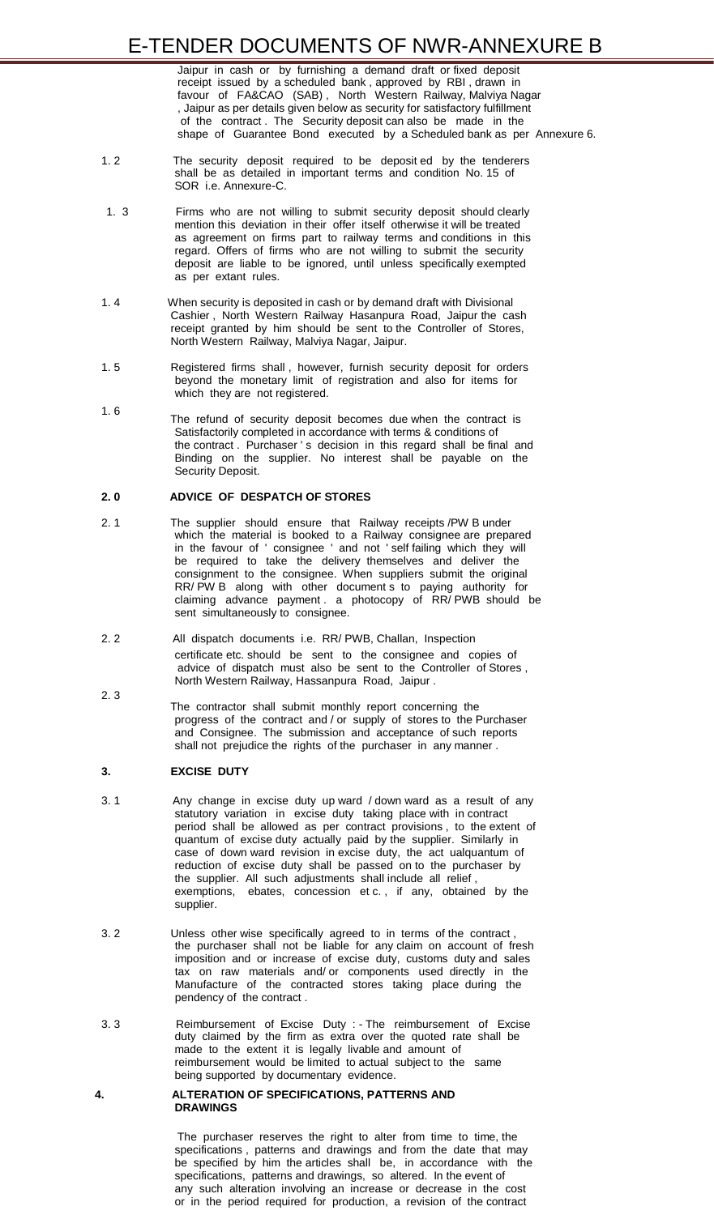Jaipur in cash or by furnishing a demand draft or fixed deposit receipt issued by a scheduled bank , approved by RBI , drawn in favour of FA&CAO (SAB) , North Western Railway, Malviya Nagar , Jaipur as per details given below as security for satisfactory fulfillment of the contract . The Security deposit can also be made in the shape of Guarantee Bond executed by a Scheduled bank as per Annexure 6.

1. 2 The security deposit required to be deposit ed by the tenderers shall be as detailed in important terms and condition No. 15 of SOR i.e. Annexure-C.

1. 3 Firms who are not willing to submit security deposit should clearly mention this deviation in their offer itself otherwise it will be treated as agreement on firms part to railway terms and conditions in this regard. Offers of firms who are not willing to submit the security deposit are liable to be ignored, until unless specifically exempted as per extant rules.

1. 4 When security is deposited in cash or by demand draft with Divisional Cashier , North Western Railway Hasanpura Road, Jaipur the cash receipt granted by him should be sent to the Controller of Stores, North Western Railway, Malviya Nagar, Jaipur.

1. 5 Registered firms shall , however, furnish security deposit for orders beyond the monetary limit of registration and also for items for which they are not registered.

1. 6 The refund of security deposit becomes due when the contract is Satisfactorily completed in accordance with terms & conditions of the contract . Purchaser ' s decision in this regard shall be final and Binding on the supplier. No interest shall be payable on the Security Deposit.

**2. 0 ADVICE OF DESPATCH OF STORES**

2. 1 The supplier should ensure that Railway receipts /PW B under which the material is booked to a Railway consignee are prepared in the favour of ' consignee ' and not ' self failing which they will be required to take the delivery themselves and deliver the consignment to the consignee. When suppliers submit the original RR/ PW B along with other document s to paying authority for claiming advance payment . a photocopy of RR/ PWB should be sent simultaneously to consignee.

2. 2 All dispatch documents i.e. RR/ PWB, Challan, Inspection certificate etc. should be sent to the consignee and copies of advice of dispatch must also be sent to the Controller of Stores , North Western Railway, Hassanpura Road, Jaipur .

2. 3 The contractor shall submit monthly report concerning the progress of the contract and / or supply of stores to the Purchaser and Consignee. The submission and acceptance of such reports shall not prejudice the rights of the purchaser in any manner .

**3. EXCISE DUTY**

3. 1 Any change in excise duty up ward / down ward as a result of any statutory variation in excise duty taking place with in contract period shall be allowed as per contract provisions , to the extent of quantum of excise duty actually paid by the supplier. Similarly in case of down ward revision in excise duty, the act ualquantum of reduction of excise duty shall be passed on to the purchaser by the supplier. All such adjustments shall include all relief , exemptions, ebates, concession et c. , if any, obtained by the supplier.

3. 2 Unless other wise specifically agreed to in terms of the contract , the purchaser shall not be liable for any claim on account of fresh imposition and or increase of excise duty, customs duty and sales tax on raw materials and/ or components used directly in the Manufacture of the contracted stores taking place during the pendency of the contract .

3. 3 Reimbursement of Excise Duty : - The reimbursement of Excise duty claimed by the firm as extra over the quoted rate shall be made to the extent it is legally livable and amount of reimbursement would be limited to actual subject to the same being supported by documentary evidence.

**4. ALTERATION OF SPECIFICATIONS, PATTERNS AND DRAWINGS**

The purchaser reserves the right to alter from time to time, the specifications , patterns and drawings and from the date that may be specified by him the articles shall be, in accordance with the specifications, patterns and drawings, so altered. In the event of any such alteration involving an increase or decrease in the cost or in the period required for production, a revision of the contract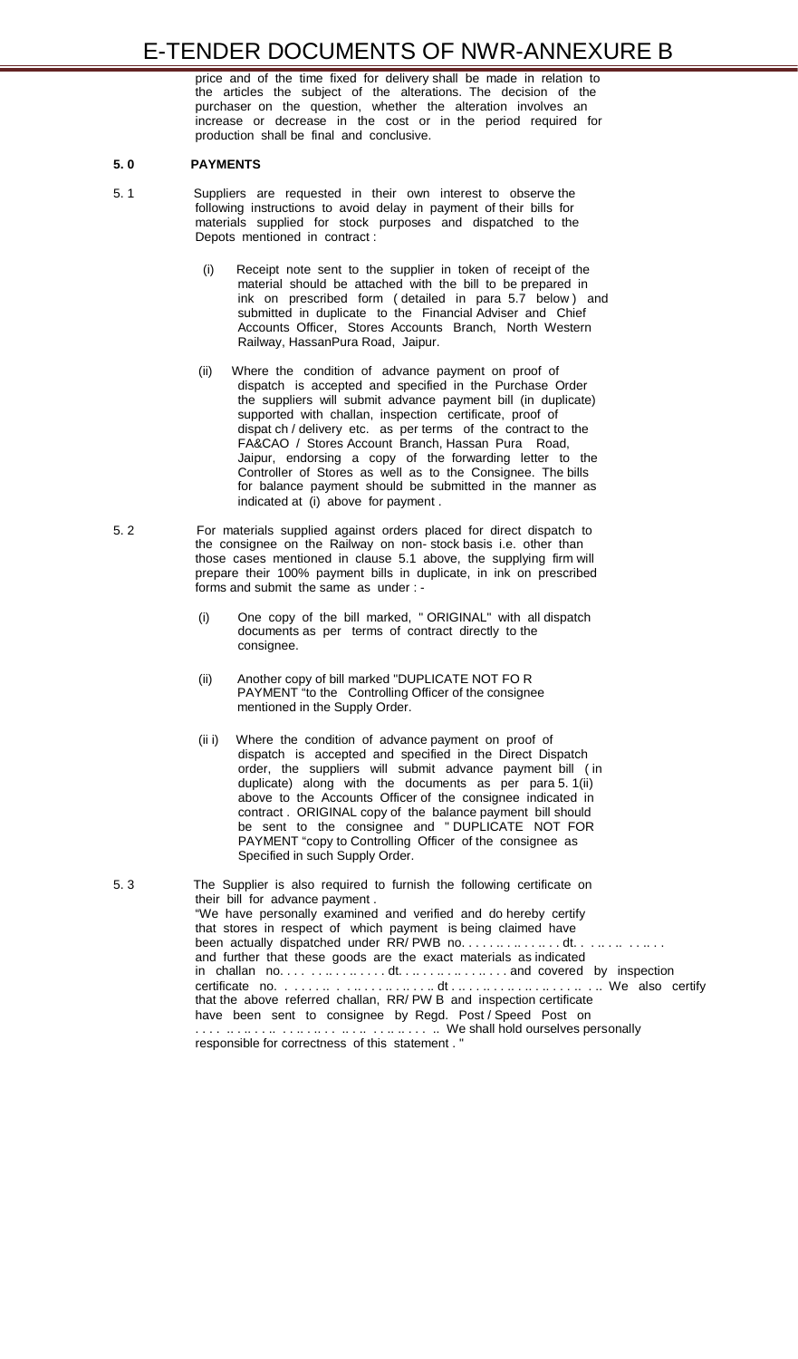price and of the time fixed for delivery shall be made in relation to the articles the subject of the alterations. The decision of the purchaser on the question, whether the alteration involves an increase or decrease in the cost or in the period required for production shall be final and conclusive.

## 5. 0 PAYMENTS

5. 1 Suppliers are requested in their own interest to observe the following instructions to avoid delay in payment of their bills for materials supplied for stock purposes and dispatched to the Depots mentioned in contract :

(i) Receipt note sent to the supplier in token of receipt of the material should be attached with the bill to be prepared in ink on prescribed form ( detailed in para 5.7 below ) and submitted in duplicate to the Financial Adviser and Chief Accounts Officer, Stores Accounts Branch, North Western Railway, HassanPura Road, Jaipur.

(ii) Where the condition of advance payment on proof of dispatch is accepted and specified in the Purchase Order the suppliers will submit advance payment bill (in duplicate) supported with challan, inspection certificate, proof of dispat ch / delivery etc. as per terms of the contract to the FA&CAO / Stores Account Branch, Hassan Pura Road, Jaipur, endorsing a copy of the forwarding letter to the Controller of Stores as well as to the Consignee. The bills for balance payment should be submitted in the manner as indicated at (i) above for payment .

5. 2 For materials supplied against orders placed for direct dispatch to the consignee on the Railway on non- stock basis i.e. other than those cases mentioned in clause 5.1 above, the supplying firm will prepare their 100% payment bills in duplicate, in ink on prescribed forms and submit the same as under : -

(i) One copy of the bill marked, " ORIGINAL" with all dispatch documents as per terms of contract directly to the consignee.

(ii) Another copy of bill marked "DUPLICATE NOT FO R PAYMENT "to the Controlling Officer of the consignee mentioned in the Supply Order.

(ii i) Where the condition of advance payment on proof of dispatch is accepted and specified in the Direct Dispatch order, the suppliers will submit advance payment bill ( in duplicate) along with the documents as per para 5. 1(ii) above to the Accounts Officer of the consignee indicated in contract . ORIGINAL copy of the balance payment bill should be sent to the consignee and " DUPLICATE NOT FOR PAYMENT "copy to Controlling Officer of the consignee as Specified in such Supply Order.

5. 3 The Supplier is also required to furnish the following certificate on their bill for advance payment .

"We have personally examined and verified and do hereby certify that stores in respect of which payment is being claimed have been actually dispatched under RR/ PWB no. . . . . . .. . . .. . . dt. . . .. . .. . . .. . . and further that these goods are the exact materials as indicated in challan no. . . . . . . . .. . . . . dt. . .. . . .. . .. . . .. . . . and covered by inspection certificate no. . . . . . .. . . .. . . .. . .. . . .. dt . .. . . .. . .. . .. . .. . . .. . .. We also certify that the above referred challan, RR/ PW B and inspection certificate have been sent to consignee by Regd. Post / Speed Post on . . . . .. . .. . . .. . . .. . .. . . .. . .. . . .. . .. . . . .. We shall hold ourselves personally responsible for correctness of this statement . "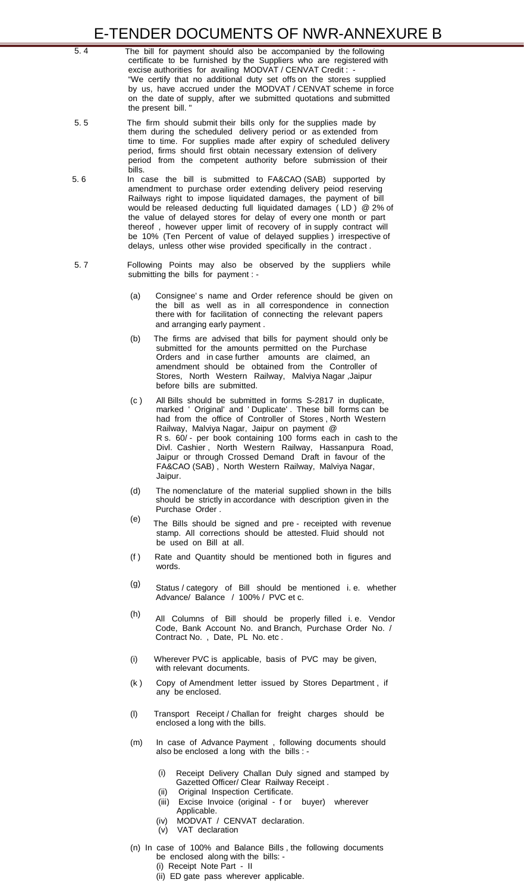5.4 The bill for payment should also be accompanied by the following certificate to be furnished by the Suppliers who are registered with excise authorities for availing MODVAT / CENVAT Credit : -
"We certify that no additional duty set offs on the stores supplied by us, have accrued under the MODVAT / CENVAT scheme in force on the date of supply, after we submitted quotations and submitted the present bill. "

5.5 The firm should submit their bills only for the supplies made by them during the scheduled delivery period or as extended from time to time. For supplies made after expiry of scheduled delivery period, firms should first obtain necessary extension of delivery period from the competent authority before submission of their bills.

5.6 In case the bill is submitted to FA&CAO (SAB) supported by amendment to purchase order extending delivery peiod reserving Railways right to impose liquidated damages, the payment of bill would be released deducting full liquidated damages ( LD ) @ 2% of the value of delayed stores for delay of every one month or part thereof , however upper limit of recovery of in supply contract will be 10% (Ten Percent of value of delayed supplies ) irrespective of delays, unless other wise provided specifically in the contract .

5.7 Following Points may also be observed by the suppliers while submitting the bills for payment : -

(a) Consignee' s name and Order reference should be given on the bill as well as in all correspondence in connection there with for facilitation of connecting the relevant papers and arranging early payment .

(b) The firms are advised that bills for payment should only be submitted for the amounts permitted on the Purchase Orders and in case further amounts are claimed, an amendment should be obtained from the Controller of Stores, North Western Railway, Malviya Nagar ,Jaipur before bills are submitted.

(c ) All Bills should be submitted in forms S-2817 in duplicate, marked ' Original' and ' Duplicate' . These bill forms can be had from the office of Controller of Stores , North Western Railway, Malviya Nagar, Jaipur on payment @ R s. 60/ - per book containing 100 forms each in cash to the Divl. Cashier , North Western Railway, Hassanpura Road, Jaipur or through Crossed Demand Draft in favour of the FA&CAO (SAB) , North Western Railway, Malviya Nagar, Jaipur.

(d) The nomenclature of the material supplied shown in the bills should be strictly in accordance with description given in the Purchase Order .

(e) The Bills should be signed and pre - receipted with revenue stamp. All corrections should be attested. Fluid should not be used on Bill at all.

(f ) Rate and Quantity should be mentioned both in figures and words.

(g) Status / category of Bill should be mentioned i. e. whether Advance/ Balance / 100% / PVC et c.

(h) All Columns of Bill should be properly filled i. e. Vendor Code, Bank Account No. and Branch, Purchase Order No. / Contract No. , Date, PL No. etc .

(i) Wherever PVC is applicable, basis of PVC may be given, with relevant documents.

(k ) Copy of Amendment letter issued by Stores Department , if any be enclosed.

(l) Transport Receipt / Challan for freight charges should be enclosed a long with the bills.

(m) In case of Advance Payment , following documents should also be enclosed a long with the bills : -

(i) Receipt Delivery Challan Duly signed and stamped by Gazetted Officer/ Clear Railway Receipt .
(ii) Original Inspection Certificate.
(iii) Excise Invoice (original - f or buyer) wherever Applicable.
(iv) MODVAT / CENVAT declaration.
(v) VAT declaration

(n) In case of 100% and Balance Bills , the following documents be enclosed along with the bills: -
(i) Receipt Note Part - II
(ii) ED gate pass wherever applicable.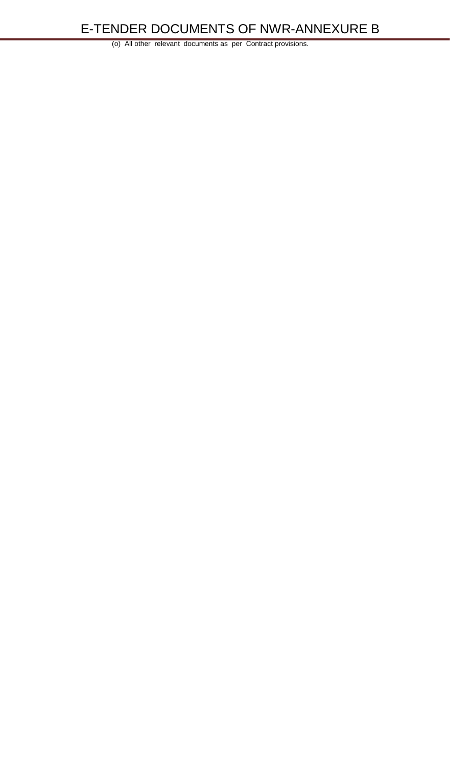(o) All other relevant documents as per Contract provisions.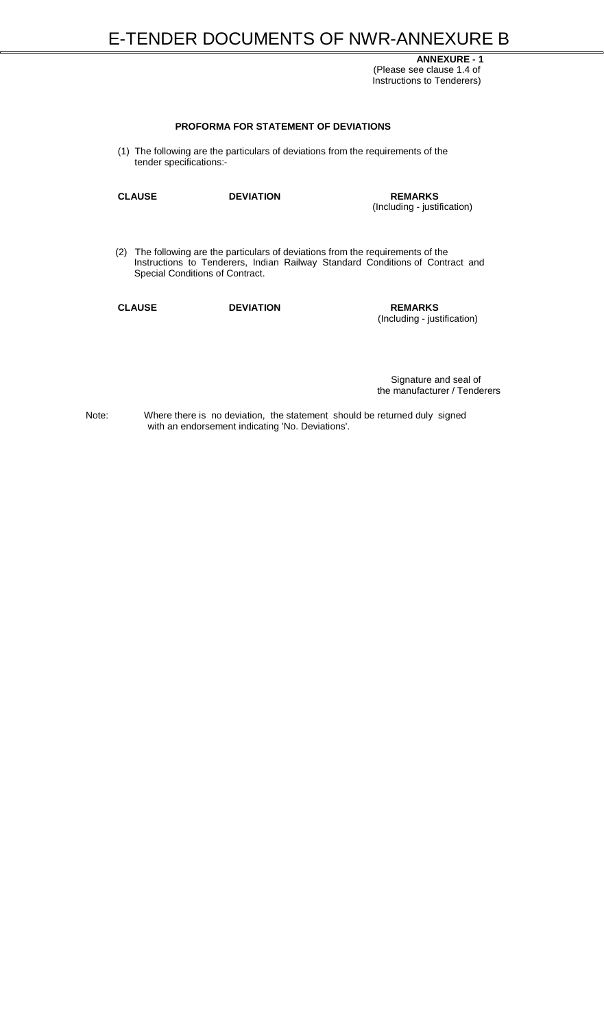**ANNEXURE - 1**
(Please see clause 1.4 of Instructions to Tenderers)

## PROFORMA FOR STATEMENT OF DEVIATIONS

(1) The following are the particulars of deviations from the requirements of the tender specifications:-

| CLAUSE | DEVIATION | REMARKS (Including - justification) |
|---|---|---|
| | | |

(2) The following are the particulars of deviations from the requirements of the Instructions to Tenderers, Indian Railway Standard Conditions of Contract and Special Conditions of Contract.

| CLAUSE | DEVIATION | REMARKS (Including - justification) |
|---|---|---|
| | | |

Signature and seal of the manufacturer / Tenderers

Note: Where there is no deviation, the statement should be returned duly signed with an endorsement indicating 'No. Deviations'.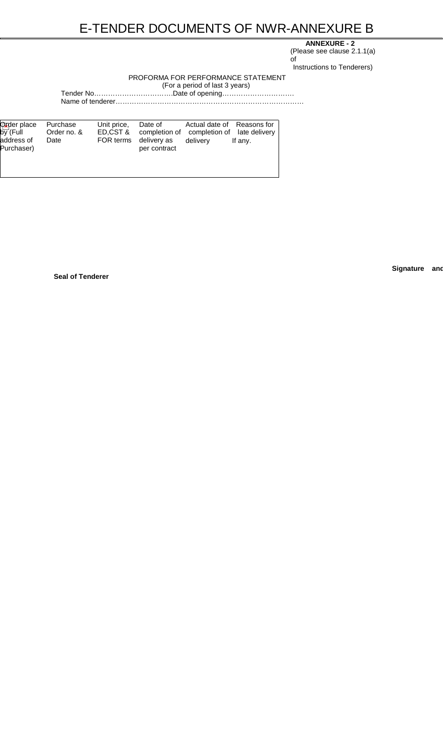# E-TENDER DOCUMENTS OF NWR-ANNEXURE B

**ANNEXURE - 2**

(Please see clause 2.1.1(a) of Instructions to Tenderers)

PROFORMA FOR PERFORMANCE STATEMENT

(For a period of last 3 years)

Tender No…………………………….Date of opening………………………….

Name of tenderer……………………………………………………………………

| Order place by (Full address of Purchaser) | Purchase Order no. & Date | Unit price, ED,CST & FOR terms | Date of completion of delivery as per contract | Actual date of completion of delivery | Reasons for late delivery If any. |
|---|---|---|---|---|---|
| | | | | | |

**Signature and Seal of Tenderer**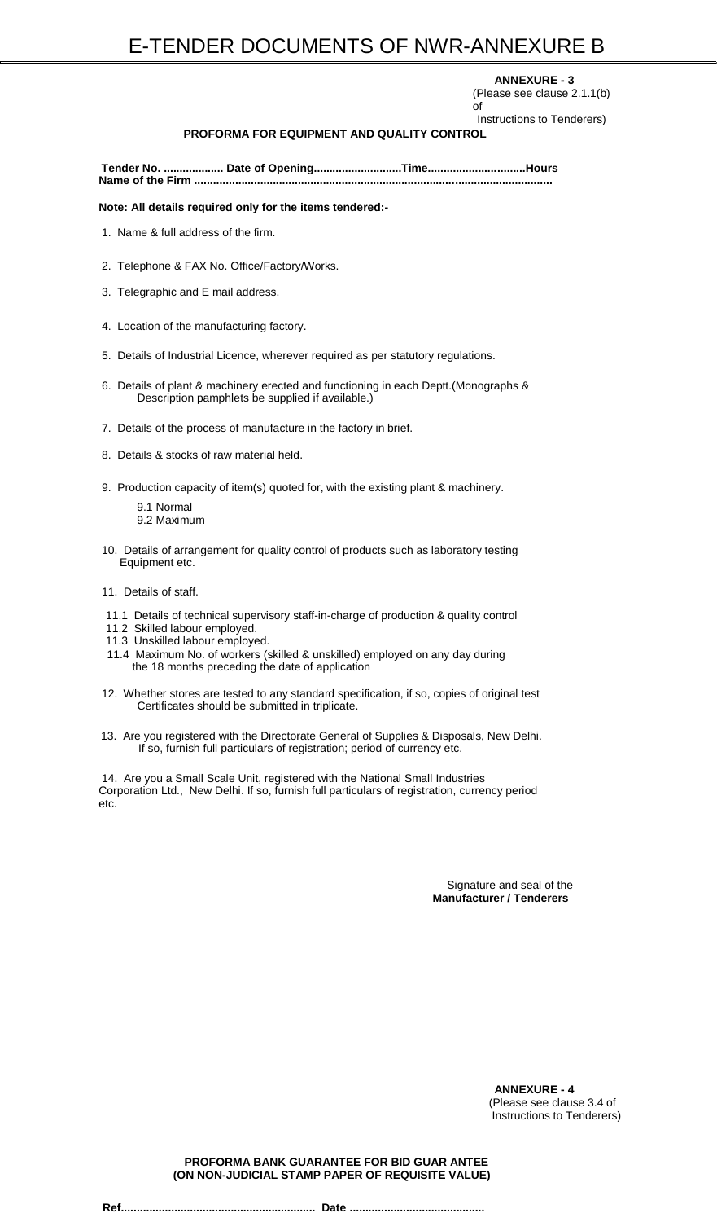**ANNEXURE - 3**
(Please see clause 2.1.1(b) of
Instructions to Tenderers)

**PROFORMA FOR EQUIPMENT AND QUALITY CONTROL**

**Tender No. .................. Date of Opening...........................Time..............................Hours**
**Name of the Firm ..................................................................................................................**

**Note: All details required only for the items tendered:-**

1. Name & full address of the firm.

2. Telephone & FAX No. Office/Factory/Works.

3. Telegraphic and E mail address.

4. Location of the manufacturing factory.

5. Details of Industrial Licence, wherever required as per statutory regulations.

6. Details of plant & machinery erected and functioning in each Deptt.(Monographs & Description pamphlets be supplied if available.)

7. Details of the process of manufacture in the factory in brief.

8. Details & stocks of raw material held.

9. Production capacity of item(s) quoted for, with the existing plant & machinery.
   9.1 Normal
   9.2 Maximum

10. Details of arrangement for quality control of products such as laboratory testing Equipment etc.

11. Details of staff.

   11.1 Details of technical supervisory staff-in-charge of production & quality control
   11.2 Skilled labour employed.
   11.3 Unskilled labour employed.
   11.4 Maximum No. of workers (skilled & unskilled) employed on any day during the 18 months preceding the date of application

12. Whether stores are tested to any standard specification, if so, copies of original test Certificates should be submitted in triplicate.

13. Are you registered with the Directorate General of Supplies & Disposals, New Delhi. If so, furnish full particulars of registration; period of currency etc.

14. Are you a Small Scale Unit, registered with the National Small Industries Corporation Ltd., New Delhi. If so, furnish full particulars of registration, currency period etc.

Signature and seal of the
**Manufacturer / Tenderers**

**ANNEXURE - 4**
(Please see clause 3.4 of
Instructions to Tenderers)

**PROFORMA BANK GUARANTEE FOR BID GUAR ANTEE**
**(ON NON-JUDICIAL STAMP PAPER OF REQUISITE VALUE)**

**Ref............................................................ Date ..........................................**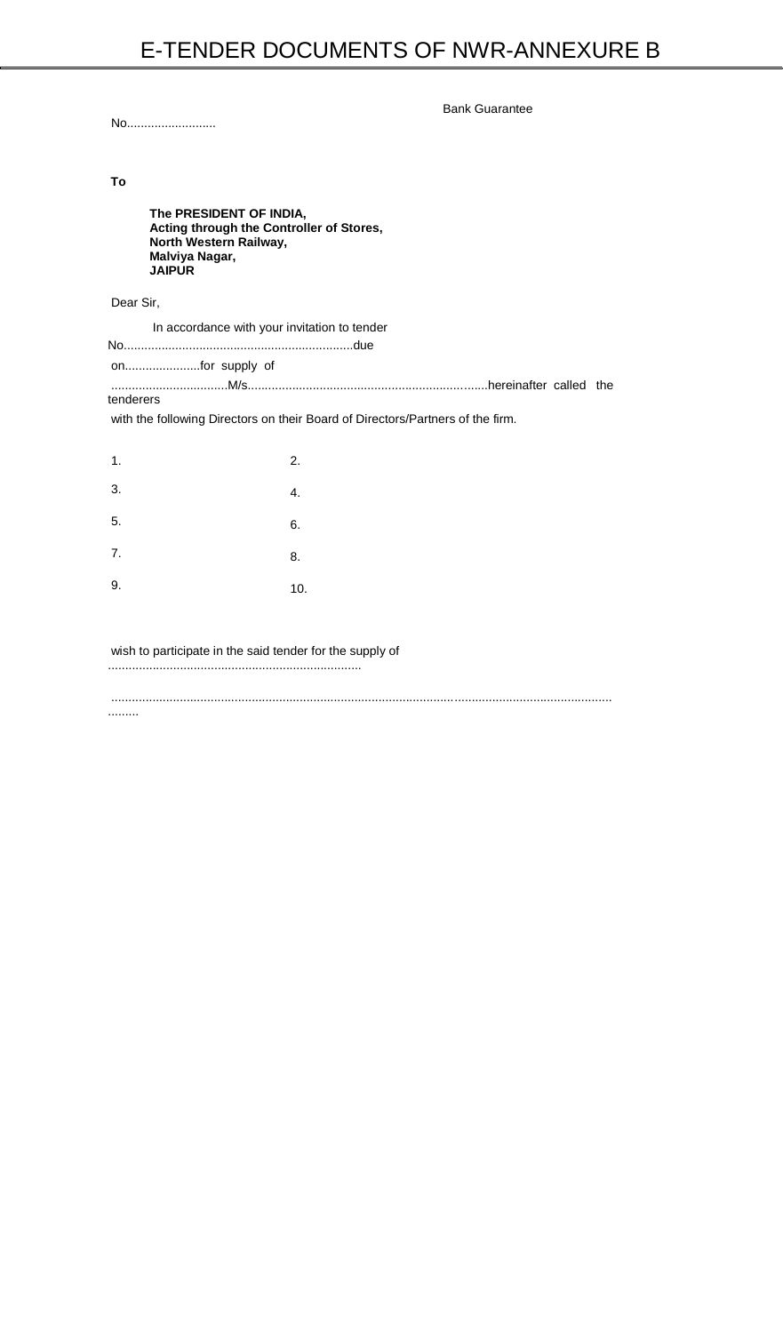Bank Guarantee

No.........................

**To**

**The PRESIDENT OF INDIA,**
**Acting through the Controller of Stores,**
**North Western Railway,**
**Malviya Nagar,**
**JAIPUR**

Dear Sir,

In accordance with your invitation to tender No..................................................................due on......................for supply of ..................................M/s.....................................................................hereinafter called the tenderers with the following Directors on their Board of Directors/Partners of the firm.

| | |
|---|---|
| 1. | 2. |
| 3. | 4. |
| 5. | 6. |
| 7. | 8. |
| 9. | 10. |

wish to participate in the said tender for the supply of .........................................................................

...............................................................................................................................................
.........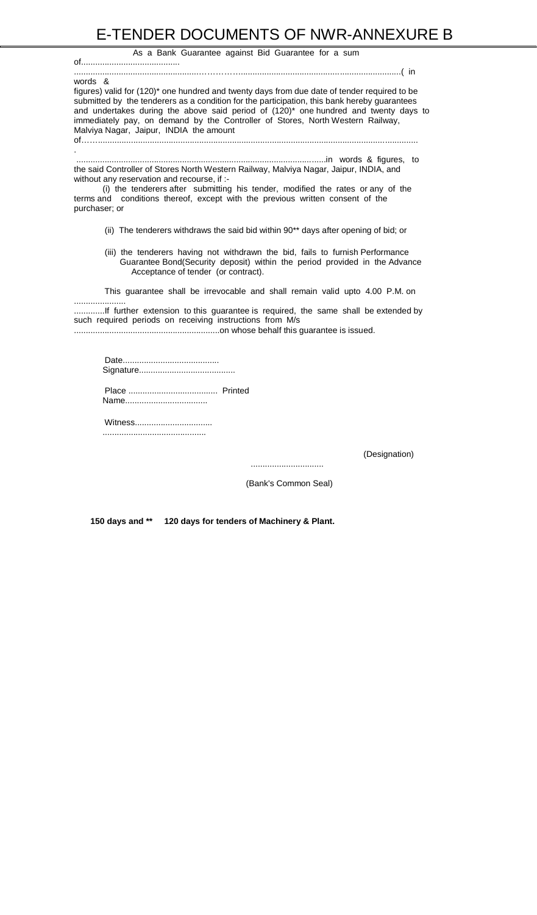# E-TENDER DOCUMENTS OF NWR-ANNEXURE B

As a Bank Guarantee against Bid Guarantee for a sum of..........................................

.........................................................…………...................................................................( in words & figures) valid for (120)* one hundred and twenty days from due date of tender required to be submitted by the tenderers as a condition for the participation, this bank hereby guarantees and undertakes during the above said period of (120)* one hundred and twenty days to immediately pay, on demand by the Controller of Stores, North Western Railway, Malviya Nagar, Jaipur, INDIA the amount of……...........................................................................................................................................

.........................................................................................................in words & figures, to the said Controller of Stores North Western Railway, Malviya Nagar, Jaipur, INDIA, and without any reservation and recourse, if :-

(i) the tenderers after submitting his tender, modified the rates or any of the terms and conditions thereof, except with the previous written consent of the purchaser; or

(ii) The tenderers withdraws the said bid within 90** days after opening of bid; or

(iii) the tenderers having not withdrawn the bid, fails to furnish Performance Guarantee Bond(Security deposit) within the period provided in the Advance Acceptance of tender (or contract).

This guarantee shall be irrevocable and shall remain valid upto 4.00 P.M. on ...................... .............If further extension to this guarantee is required, the same shall be extended by such required periods on receiving instructions from M/s .............................................................on whose behalf this guarantee is issued.

Date.........................................
Signature.........................................

Place ...................................... Printed Name...................................

Witness.................................
...........................................

(Designation)

..............................

(Bank's Common Seal)

**150 days and ** 120 days for tenders of Machinery & Plant.**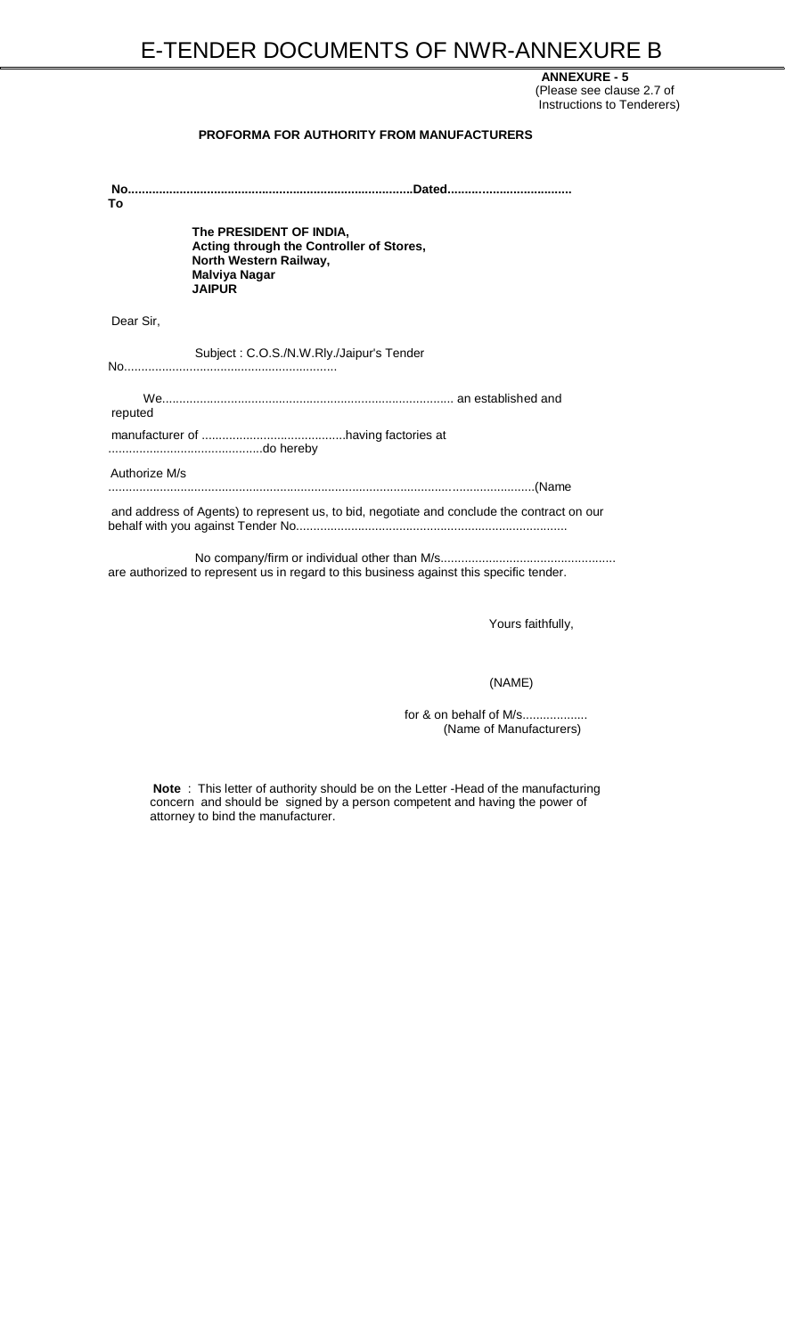**ANNEXURE - 5**
(Please see clause 2.7 of Instructions to Tenderers)

**PROFORMA FOR AUTHORITY FROM MANUFACTURERS**

**No...................................................................................Dated....................................**
**To**

**The PRESIDENT OF INDIA,**
**Acting through the Controller of Stores,**
**North Western Railway,**
**Malviya Nagar**
**JAIPUR**

Dear Sir,

Subject : C.O.S./N.W.Rly./Jaipur's Tender No.............................................................

We.................................................................................... an established and reputed manufacturer of ..........................................having factories at .............................................do hereby

Authorize M/s ...........................................................................................................................(Name and address of Agents) to represent us, to bid, negotiate and conclude the contract on our behalf with you against Tender No..............................................................................

No company/firm or individual other than M/s.................................................. are authorized to represent us in regard to this business against this specific tender.

Yours faithfully,

(NAME)

for & on behalf of M/s..................
(Name of Manufacturers)

**Note** : This letter of authority should be on the Letter -Head of the manufacturing concern and should be signed by a person competent and having the power of attorney to bind the manufacturer.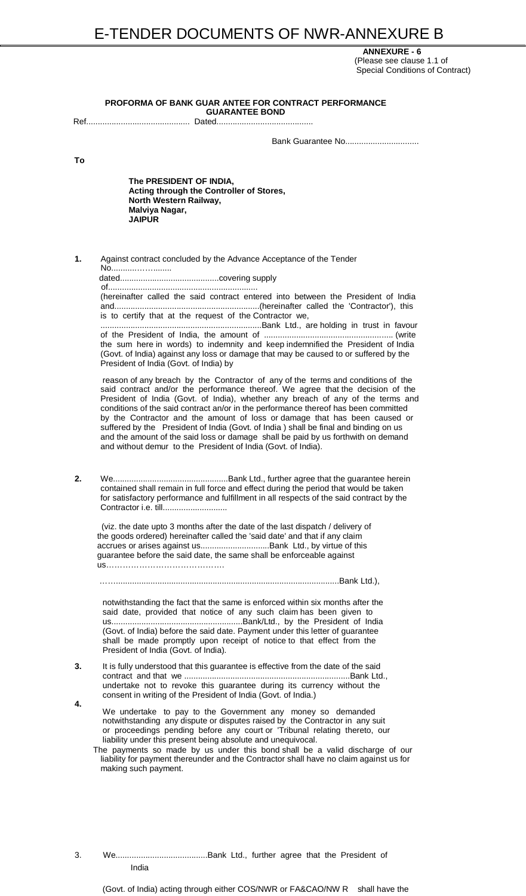**ANNEXURE - 6**
(Please see clause 1.1 of
Special Conditions of Contract)

**PROFORMA OF BANK GUAR ANTEE FOR CONTRACT PERFORMANCE GUARANTEE BOND**

Ref............................................ Dated..........................................

Bank Guarantee No................................

**To**

**The PRESIDENT OF INDIA,**
**Acting through the Controller of Stores,**
**North Western Railway,**
**Malviya Nagar,**
**JAIPUR**

**1.** Against contract concluded by the Advance Acceptance of the Tender No...........……........ dated..........................................covering supply of................................................................ (hereinafter called the said contract entered into between the President of India and...............................................................(hereinafter called the 'Contractor'), this is to certify that at the request of the Contractor we, .....................................................................Bank Ltd., are holding in trust in favour of the President of India, the amount of ....................................................... (write the sum here in words) to indemnity and keep indemnified the President of India (Govt. of India) against any loss or damage that may be caused to or suffered by the President of India (Govt. of India) by

reason of any breach by the Contractor of any of the terms and conditions of the said contract and/or the performance thereof. We agree that the decision of the President of India (Govt. of India), whether any breach of any of the terms and conditions of the said contract an/or in the performance thereof has been committed by the Contractor and the amount of loss or damage that has been caused or suffered by the President of India (Govt. of India ) shall be final and binding on us and the amount of the said loss or damage shall be paid by us forthwith on demand and without demur to the President of India (Govt. of India).

**2.** We.................................................Bank Ltd., further agree that the guarantee herein contained shall remain in full force and effect during the period that would be taken for satisfactory performance and fulfillment in all respects of the said contract by the Contractor i.e. till...........................

(viz. the date upto 3 months after the date of the last dispatch / delivery of the goods ordered) hereinafter called the 'said date' and that if any claim accrues or arises against us.............................Bank Ltd., by virtue of this guarantee before the said date, the same shall be enforceable against us…………………………………….

……..................................................................................................Bank Ltd.),

notwithstanding the fact that the same is enforced within six months after the said date, provided that notice of any such claim has been given to us.........................................................Bank/Ltd., by the President of India (Govt. of India) before the said date. Payment under this letter of guarantee shall be made promptly upon receipt of notice to that effect from the President of India (Govt. of India).

**3.** It is fully understood that this guarantee is effective from the date of the said contract and that we .......................................................................Bank Ltd., undertake not to revoke this guarantee during its currency without the consent in writing of the President of India (Govt. of India.)

**4.** We undertake to pay to the Government any money so demanded notwithstanding any dispute or disputes raised by the Contractor in any suit or proceedings pending before any court or 'Tribunal relating thereto, our liability under this present being absolute and unequivocal.

The payments so made by us under this bond shall be a valid discharge of our liability for payment thereunder and the Contractor shall have no claim against us for making such payment.

3. We.......................................Bank Ltd., further agree that the President of India

(Govt. of India) acting through either COS/NWR or FA&CAO/NW R shall have the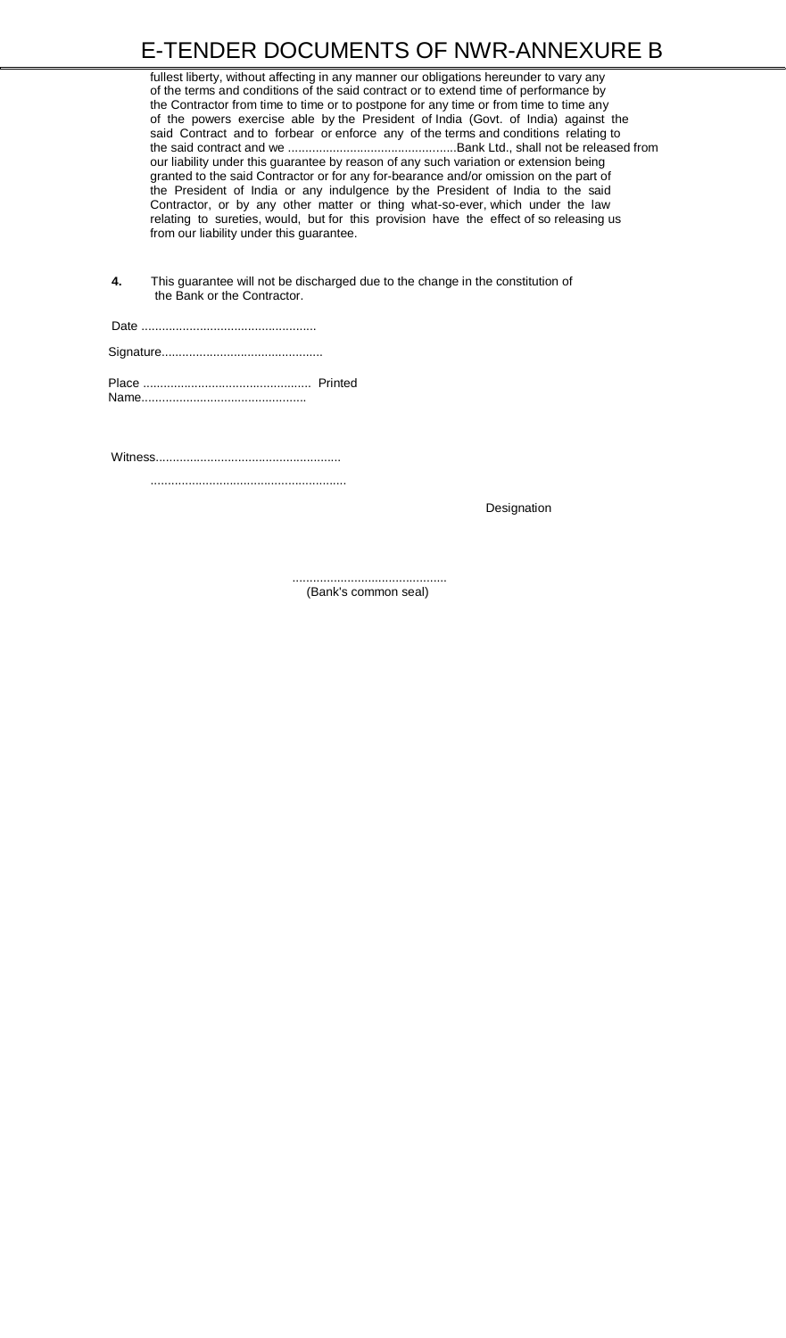fullest liberty, without affecting in any manner our obligations hereunder to vary any of the terms and conditions of the said contract or to extend time of performance by the Contractor from time to time or to postpone for any time or from time to time any of the powers exercise able by the President of India (Govt. of India) against the said Contract and to forbear or enforce any of the terms and conditions relating to the said contract and we ..................................................Bank Ltd., shall not be released from our liability under this guarantee by reason of any such variation or extension being granted to the said Contractor or for any for-bearance and/or omission on the part of the President of India or any indulgence by the President of India to the said Contractor, or by any other matter or thing what-so-ever, which under the law relating to sureties, would, but for this provision have the effect of so releasing us from our liability under this guarantee.

**4.** This guarantee will not be discharged due to the change in the constitution of the Bank or the Contractor.

Date ..................................................

Signature..............................................

Place ................................................ Printed Name...............................................

Witness.....................................................

........................................................

Designation

............................................
(Bank's common seal)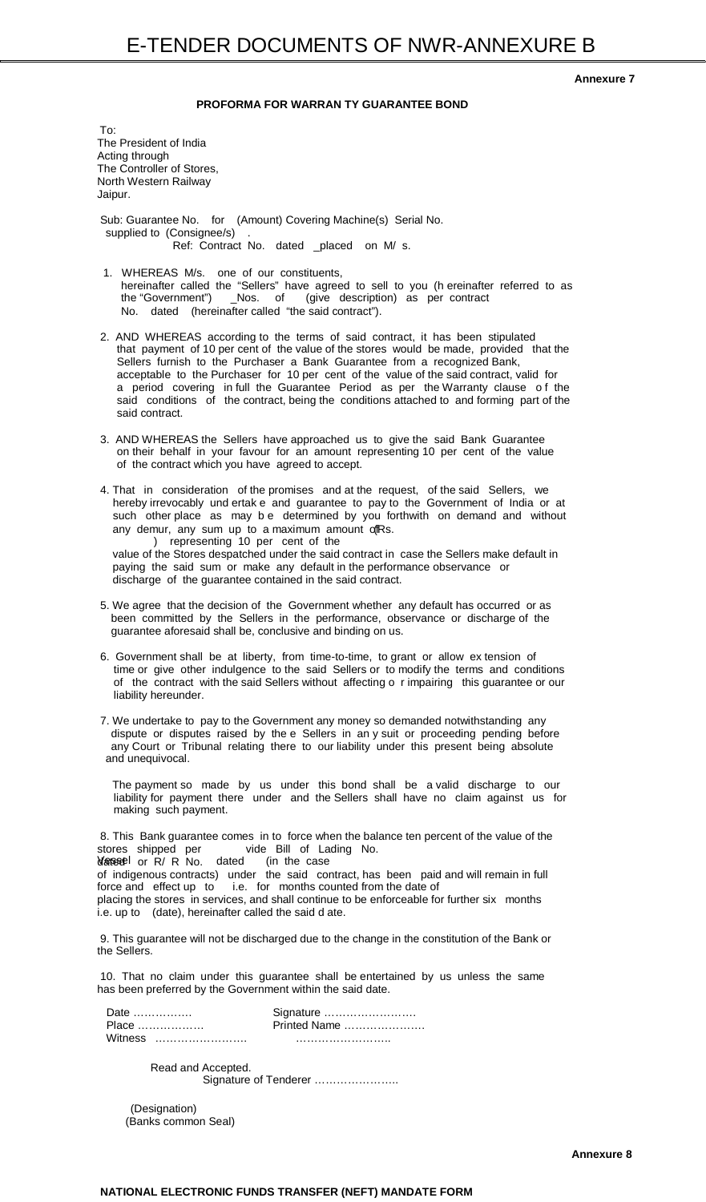**Annexure 7**

**PROFORMA FOR WARRAN TY GUARANTEE BOND**

To:
The President of India
Acting through
The Controller of Stores,
North Western Railway
Jaipur.

Sub: Guarantee No. for (Amount) Covering Machine(s) Serial No. supplied to (Consignee/s) .
Ref: Contract No. dated _placed on M/ s.

1. WHEREAS M/s. one of our constituents, hereinafter called the "Sellers" have agreed to sell to you (h ereinafter referred to as the "Government") _Nos. of (give description) as per contract No. dated (hereinafter called "the said contract").

2. AND WHEREAS according to the terms of said contract, it has been stipulated that payment of 10 per cent of the value of the stores would be made, provided that the Sellers furnish to the Purchaser a Bank Guarantee from a recognized Bank, acceptable to the Purchaser for 10 per cent of the value of the said contract, valid for a period covering in full the Guarantee Period as per the Warranty clause o f the said conditions of the contract, being the conditions attached to and forming part of the said contract.

3. AND WHEREAS the Sellers have approached us to give the said Bank Guarantee on their behalf in your favour for an amount representing 10 per cent of the value of the contract which you have agreed to accept.

4. That in consideration of the promises and at the request, of the said Sellers, we hereby irrevocably und ertak e and guarantee to pay to the Government of India or at such other place as may b e determined by you forthwith on demand and without any demur, any sum up to a maximum amount of (Rs. ) representing 10 per cent of the value of the Stores despatched under the said contract in case the Sellers make default in paying the said sum or make any default in the performance observance or discharge of the guarantee contained in the said contract.

5. We agree that the decision of the Government whether any default has occurred or as been committed by the Sellers in the performance, observance or discharge of the guarantee aforesaid shall be, conclusive and binding on us.

6. Government shall be at liberty, from time-to-time, to grant or allow ex tension of time or give other indulgence to the said Sellers or to modify the terms and conditions of the contract with the said Sellers without affecting o r impairing this guarantee or our liability hereunder.

7. We undertake to pay to the Government any money so demanded notwithstanding any dispute or disputes raised by the e Sellers in an y suit or proceeding pending before any Court or Tribunal relating there to our liability under this present being absolute and unequivocal.

The payment so made by us under this bond shall be a valid discharge to our liability for payment there under and the Sellers shall have no claim against us for making such payment.

8. This Bank guarantee comes in to force when the balance ten percent of the value of the stores shipped per Vessel vide Bill of Lading No. dated or R/ R No. dated (in the case of indigenous contracts) under the said contract, has been paid and will remain in full force and effect up to i.e. for months counted from the date of placing the stores in services, and shall continue to be enforceable for further six months i.e. up to (date), hereinafter called the said d ate.

9. This guarantee will not be discharged due to the change in the constitution of the Bank or the Sellers.

10. That no claim under this guarantee shall be entertained by us unless the same has been preferred by the Government within the said date.

Date …………… Signature ……………………
Place ……………… Printed Name …………………
Witness …………………… ……………………

Read and Accepted.
Signature of Tenderer …………………..

(Designation)
(Banks common Seal)

**Annexure 8**

**NATIONAL ELECTRONIC FUNDS TRANSFER (NEFT) MANDATE FORM**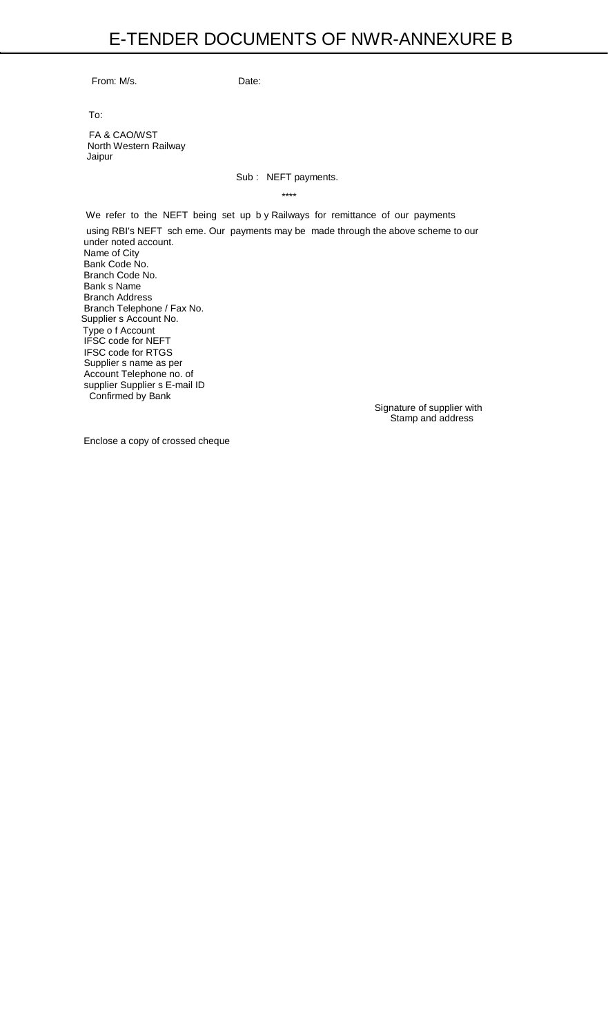# E-TENDER DOCUMENTS OF NWR-ANNEXURE B

From: M/s. Date:

To:

FA & CAO/WST
North Western Railway
Jaipur

Sub : NEFT payments.

****

We refer to the NEFT being set up b y Railways for remittance of our payments using RBI's NEFT sch eme. Our payments may be made through the above scheme to our under noted account.

Name of City
Bank Code No.
Branch Code No.
Bank s Name
Branch Address
Branch Telephone / Fax No.
Supplier s Account No.
Type o f Account
IFSC code for NEFT
IFSC code for RTGS
Supplier s name as per
Account Telephone no. of
supplier Supplier s E-mail ID
Confirmed by Bank

Signature of supplier with
Stamp and address

Enclose a copy of crossed cheque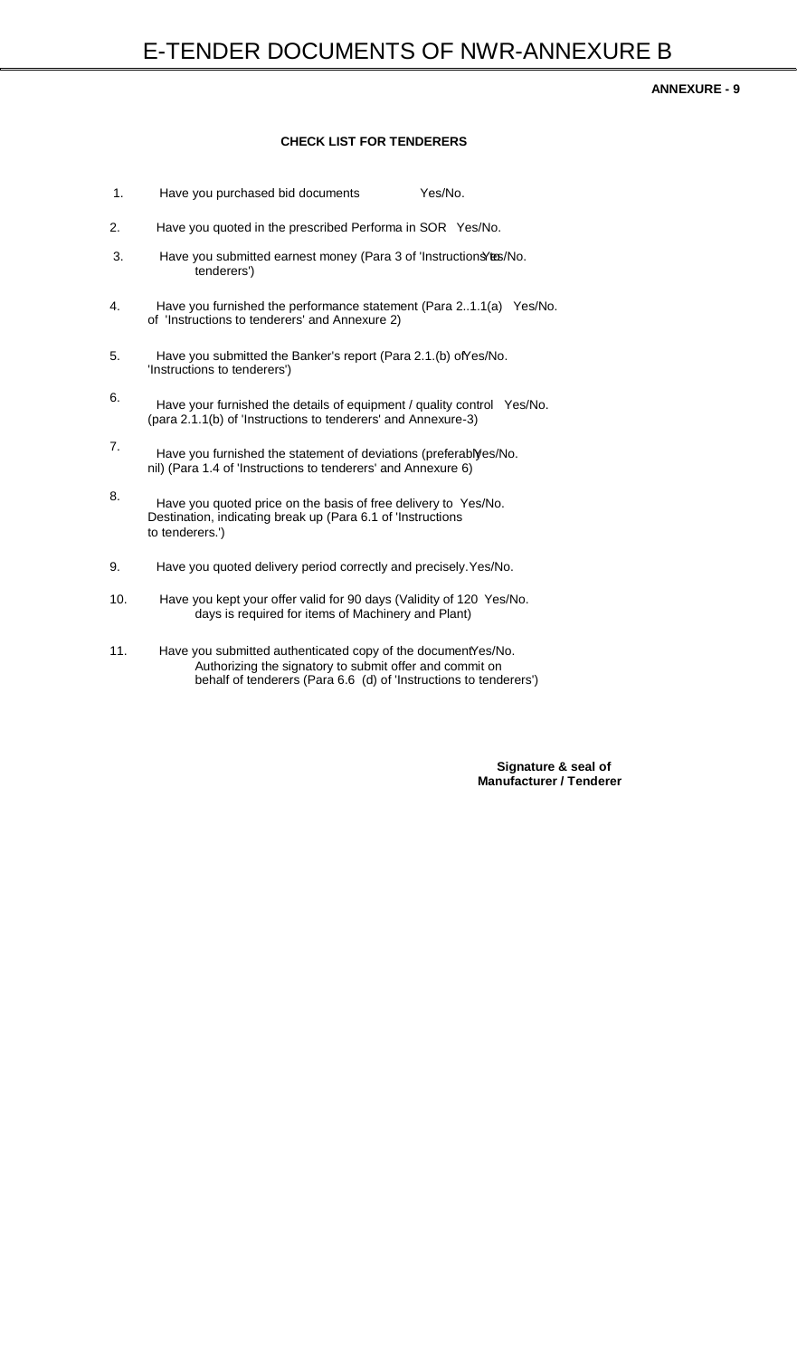**ANNEXURE - 9**

**CHECK LIST FOR TENDERERS**

1. Have you purchased bid documents Yes/No.

2. Have you quoted in the prescribed Performa in SOR Yes/No.

3. Have you submitted earnest money (Para 3 of 'Instructions to tenderers') Yes/No.

4. Have you furnished the performance statement (Para 2..1.1(a) of 'Instructions to tenderers' and Annexure 2) Yes/No.

5. Have you submitted the Banker's report (Para 2.1.(b) of 'Instructions to tenderers') Yes/No.

6. Have your furnished the details of equipment / quality control (para 2.1.1(b) of 'Instructions to tenderers' and Annexure-3) Yes/No.

7. Have you furnished the statement of deviations (preferably nil) (Para 1.4 of 'Instructions to tenderers' and Annexure 6) Yes/No.

8. Have you quoted price on the basis of free delivery to Destination, indicating break up (Para 6.1 of 'Instructions to tenderers.') Yes/No.

9. Have you quoted delivery period correctly and precisely. Yes/No.

10. Have you kept your offer valid for 90 days (Validity of 120 days is required for items of Machinery and Plant) Yes/No.

11. Have you submitted authenticated copy of the document Authorizing the signatory to submit offer and commit on behalf of tenderers (Para 6.6 (d) of 'Instructions to tenderers') Yes/No.

**Signature & seal of**
**Manufacturer / Tenderer**